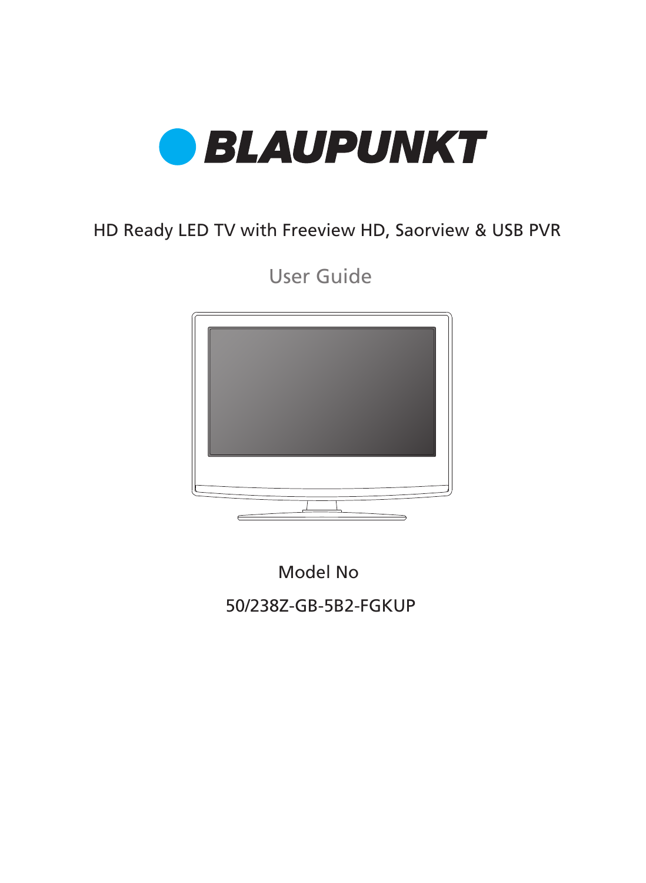# BLAUPUNKT

HD Ready LED TV with Freeview HD, Saorview & USB PVR

## User Guide

Model No

50/238Z-GB-5B2-FGKUP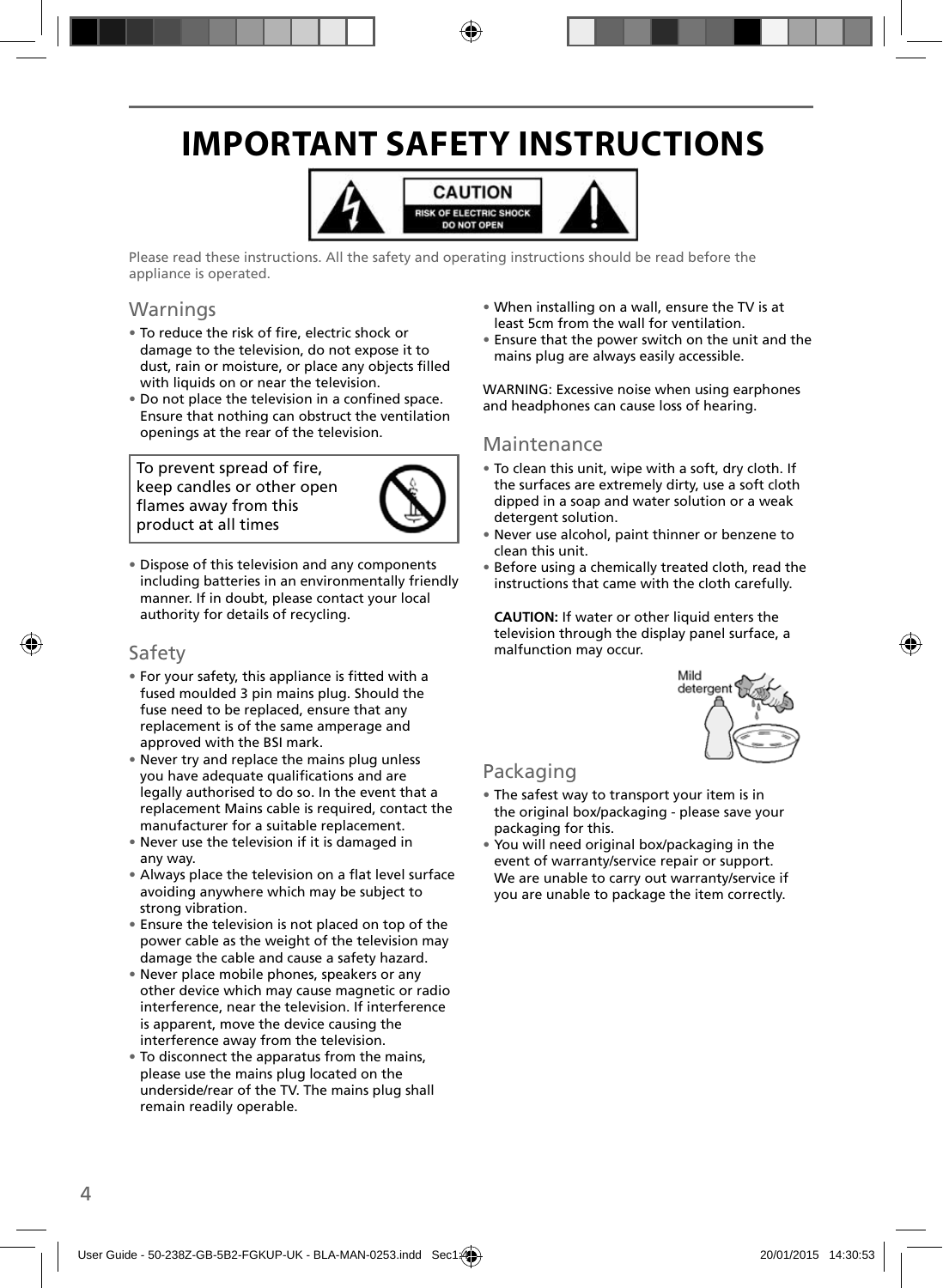# IMPORTANT SAFETY INSTRUCTIONS

**CAUTION**
RISK OF ELECTRIC SHOCK
DO NOT OPEN

Please read these instructions. All the safety and operating instructions should be read before the appliance is operated.

## Warnings

- To reduce the risk of fire, electric shock or damage to the television, do not expose it to dust, rain or moisture, or place any objects filled with liquids on or near the television.
- Do not place the television in a confined space. Ensure that nothing can obstruct the ventilation openings at the rear of the television.

To prevent spread of fire, keep candles or other open flames away from this product at all times

- Dispose of this television and any components including batteries in an environmentally friendly manner. If in doubt, please contact your local authority for details of recycling.

## Safety

- For your safety, this appliance is fitted with a fused moulded 3 pin mains plug. Should the fuse need to be replaced, ensure that any replacement is of the same amperage and approved with the BSI mark.
- Never try and replace the mains plug unless you have adequate qualifications and are legally authorised to do so. In the event that a replacement Mains cable is required, contact the manufacturer for a suitable replacement.
- Never use the television if it is damaged in any way.
- Always place the television on a flat level surface avoiding anywhere which may be subject to strong vibration.
- Ensure the television is not placed on top of the power cable as the weight of the television may damage the cable and cause a safety hazard.
- Never place mobile phones, speakers or any other device which may cause magnetic or radio interference, near the television. If interference is apparent, move the device causing the interference away from the television.
- To disconnect the apparatus from the mains, please use the mains plug located on the underside/rear of the TV. The mains plug shall remain readily operable.
- When installing on a wall, ensure the TV is at least 5cm from the wall for ventilation.
- Ensure that the power switch on the unit and the mains plug are always easily accessible.

WARNING: Excessive noise when using earphones and headphones can cause loss of hearing.

## Maintenance

- To clean this unit, wipe with a soft, dry cloth. If the surfaces are extremely dirty, use a soft cloth dipped in a soap and water solution or a weak detergent solution.
- Never use alcohol, paint thinner or benzene to clean this unit.
- Before using a chemically treated cloth, read the instructions that came with the cloth carefully.

**CAUTION:** If water or other liquid enters the television through the display panel surface, a malfunction may occur.

Mild detergent

## Packaging

- The safest way to transport your item is in the original box/packaging - please save your packaging for this.
- You will need original box/packaging in the event of warranty/service repair or support. We are unable to carry out warranty/service if you are unable to package the item correctly.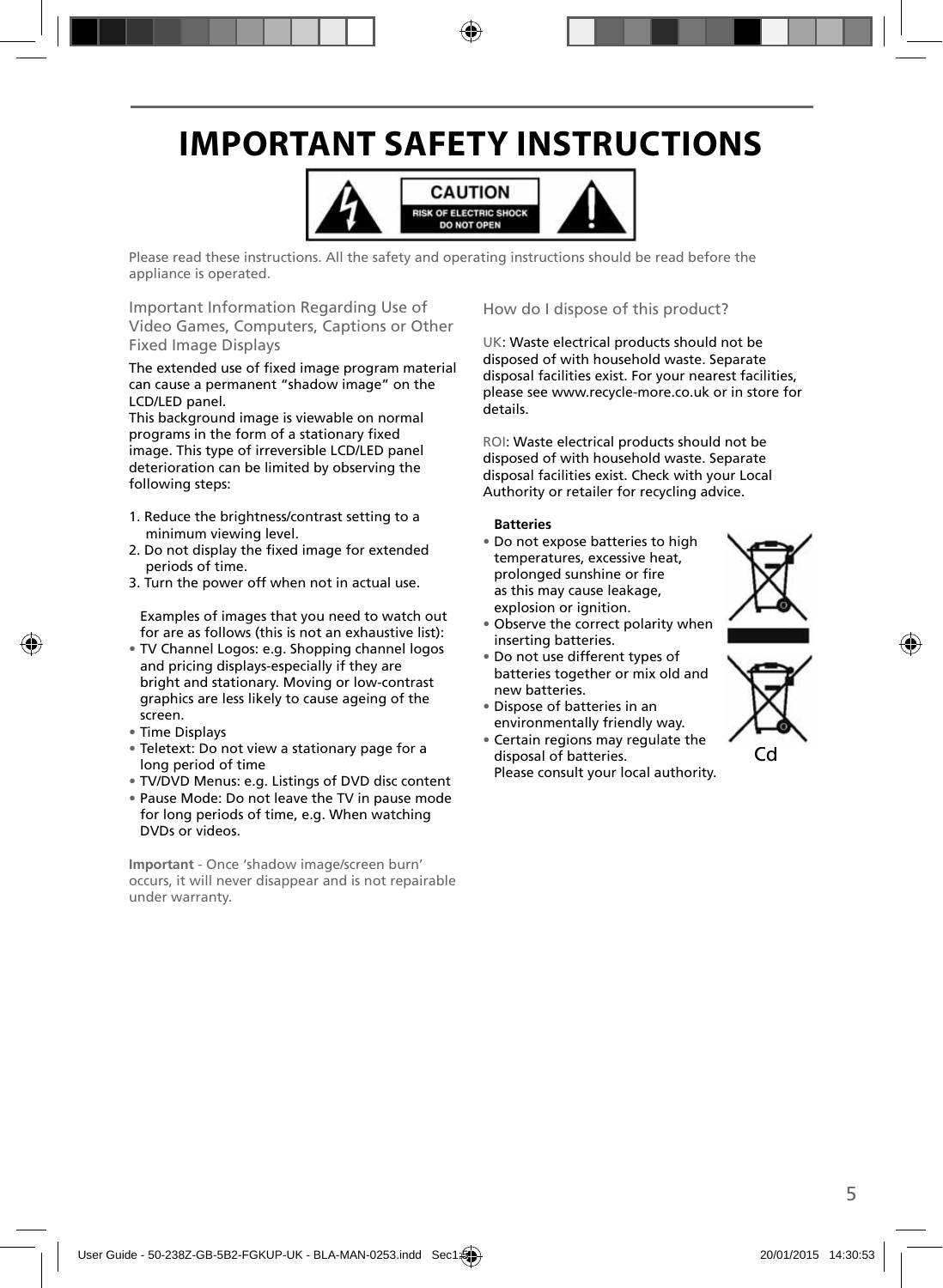# IMPORTANT SAFETY INSTRUCTIONS

CAUTION
RISK OF ELECTRIC SHOCK
DO NOT OPEN

Please read these instructions. All the safety and operating instructions should be read before the appliance is operated.

## Important Information Regarding Use of Video Games, Computers, Captions or Other Fixed Image Displays

The extended use of fixed image program material can cause a permanent "shadow image" on the LCD/LED panel.
This background image is viewable on normal programs in the form of a stationary fixed image. This type of irreversible LCD/LED panel deterioration can be limited by observing the following steps:

1. Reduce the brightness/contrast setting to a minimum viewing level.
2. Do not display the fixed image for extended periods of time.
3. Turn the power off when not in actual use.

Examples of images that you need to watch out for are as follows (this is not an exhaustive list):

- TV Channel Logos: e.g. Shopping channel logos and pricing displays-especially if they are bright and stationary. Moving or low-contrast graphics are less likely to cause ageing of the screen.
- Time Displays
- Teletext: Do not view a stationary page for a long period of time
- TV/DVD Menus: e.g. Listings of DVD disc content
- Pause Mode: Do not leave the TV in pause mode for long periods of time, e.g. When watching DVDs or videos.

**Important** - Once 'shadow image/screen burn' occurs, it will never disappear and is not repairable under warranty.

## How do I dispose of this product?

UK: Waste electrical products should not be disposed of with household waste. Separate disposal facilities exist. For your nearest facilities, please see www.recycle-more.co.uk or in store for details.

ROI: Waste electrical products should not be disposed of with household waste. Separate disposal facilities exist. Check with your Local Authority or retailer for recycling advice.

**Batteries**

- Do not expose batteries to high temperatures, excessive heat, prolonged sunshine or fire as this may cause leakage, explosion or ignition.
- Observe the correct polarity when inserting batteries.
- Do not use different types of batteries together or mix old and new batteries.
- Dispose of batteries in an environmentally friendly way.
- Certain regions may regulate the disposal of batteries. Please consult your local authority.

Cd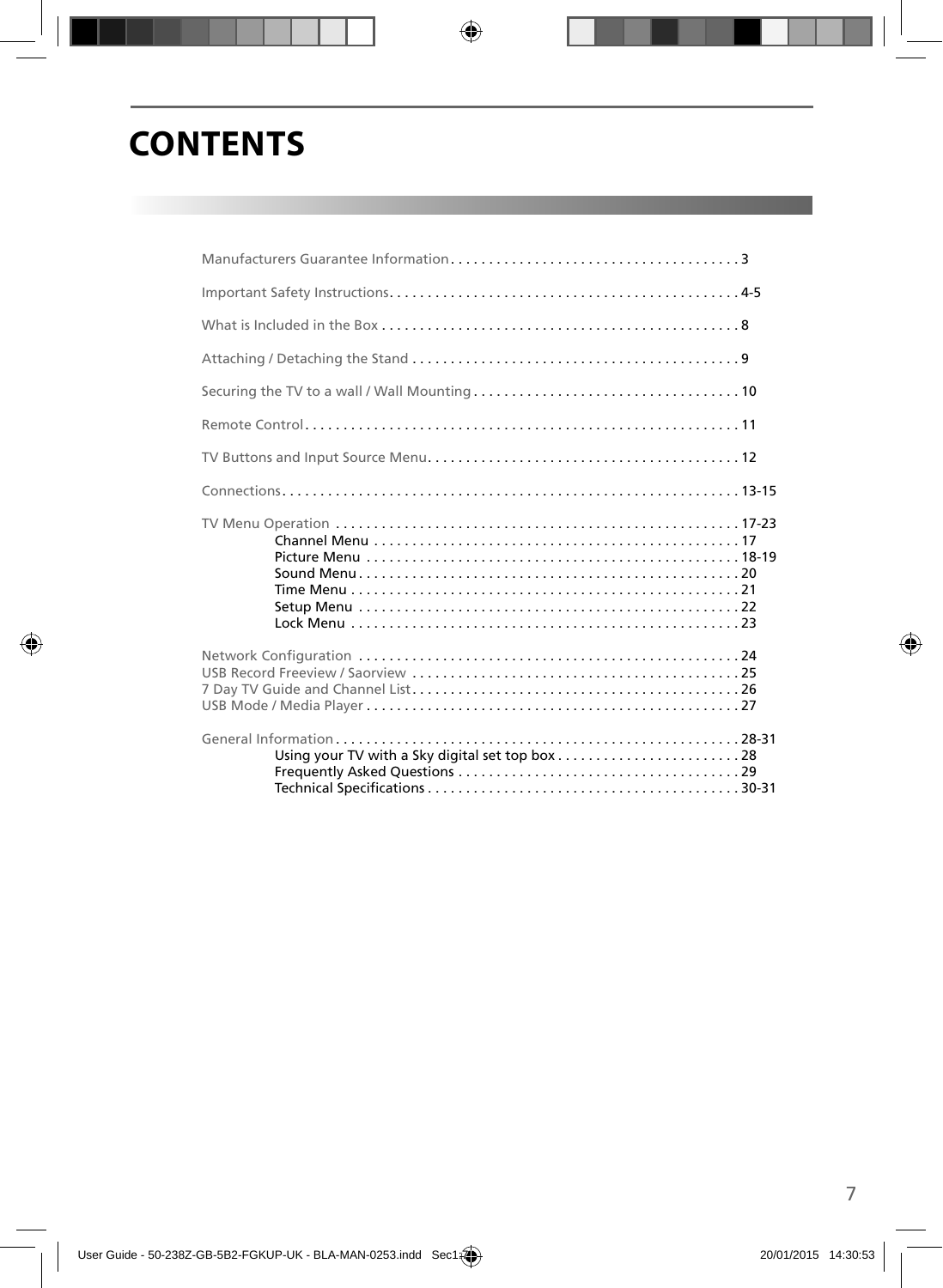# CONTENTS

Manufacturers Guarantee Information . . . . . . . . . . . . . . . . . . . . . . . . . . . . . . . . . . . . . 3

Important Safety Instructions . . . . . . . . . . . . . . . . . . . . . . . . . . . . . . . . . . . . . . . . . . . . . 4-5

What is Included in the Box . . . . . . . . . . . . . . . . . . . . . . . . . . . . . . . . . . . . . . . . . . . . . . 8

Attaching / Detaching the Stand . . . . . . . . . . . . . . . . . . . . . . . . . . . . . . . . . . . . . . . . . . 9

Securing the TV to a wall / Wall Mounting . . . . . . . . . . . . . . . . . . . . . . . . . . . . . . . . . . 10

Remote Control . . . . . . . . . . . . . . . . . . . . . . . . . . . . . . . . . . . . . . . . . . . . . . . . . . . . . . . . . 11

TV Buttons and Input Source Menu . . . . . . . . . . . . . . . . . . . . . . . . . . . . . . . . . . . . . . . . . 12

Connections . . . . . . . . . . . . . . . . . . . . . . . . . . . . . . . . . . . . . . . . . . . . . . . . . . . . . . . . . . . . 13-15

TV Menu Operation . . . . . . . . . . . . . . . . . . . . . . . . . . . . . . . . . . . . . . . . . . . . . . . . . . . . . 17-23
- Channel Menu . . . . . . . . . . . . . . . . . . . . . . . . . . . . . . . . . . . . . . . . . . . . . . . . 17
- Picture Menu . . . . . . . . . . . . . . . . . . . . . . . . . . . . . . . . . . . . . . . . . . . . . . . . . 18-19
- Sound Menu . . . . . . . . . . . . . . . . . . . . . . . . . . . . . . . . . . . . . . . . . . . . . . . . . . 20
- Time Menu . . . . . . . . . . . . . . . . . . . . . . . . . . . . . . . . . . . . . . . . . . . . . . . . . . . 21
- Setup Menu . . . . . . . . . . . . . . . . . . . . . . . . . . . . . . . . . . . . . . . . . . . . . . . . . . 22
- Lock Menu . . . . . . . . . . . . . . . . . . . . . . . . . . . . . . . . . . . . . . . . . . . . . . . . . . . 23

Network Configuration . . . . . . . . . . . . . . . . . . . . . . . . . . . . . . . . . . . . . . . . . . . . . . . . . . 24
USB Record Freeview / Saorview . . . . . . . . . . . . . . . . . . . . . . . . . . . . . . . . . . . . . . . . . . . 25
7 Day TV Guide and Channel List . . . . . . . . . . . . . . . . . . . . . . . . . . . . . . . . . . . . . . . . . . . 26
USB Mode / Media Player . . . . . . . . . . . . . . . . . . . . . . . . . . . . . . . . . . . . . . . . . . . . . . . . . 27

General Information . . . . . . . . . . . . . . . . . . . . . . . . . . . . . . . . . . . . . . . . . . . . . . . . . . . . . 28-31
- Using your TV with a Sky digital set top box . . . . . . . . . . . . . . . . . . . . . . . . 28
- Frequently Asked Questions . . . . . . . . . . . . . . . . . . . . . . . . . . . . . . . . . . . . . 29
- Technical Specifications . . . . . . . . . . . . . . . . . . . . . . . . . . . . . . . . . . . . . . . . . 30-31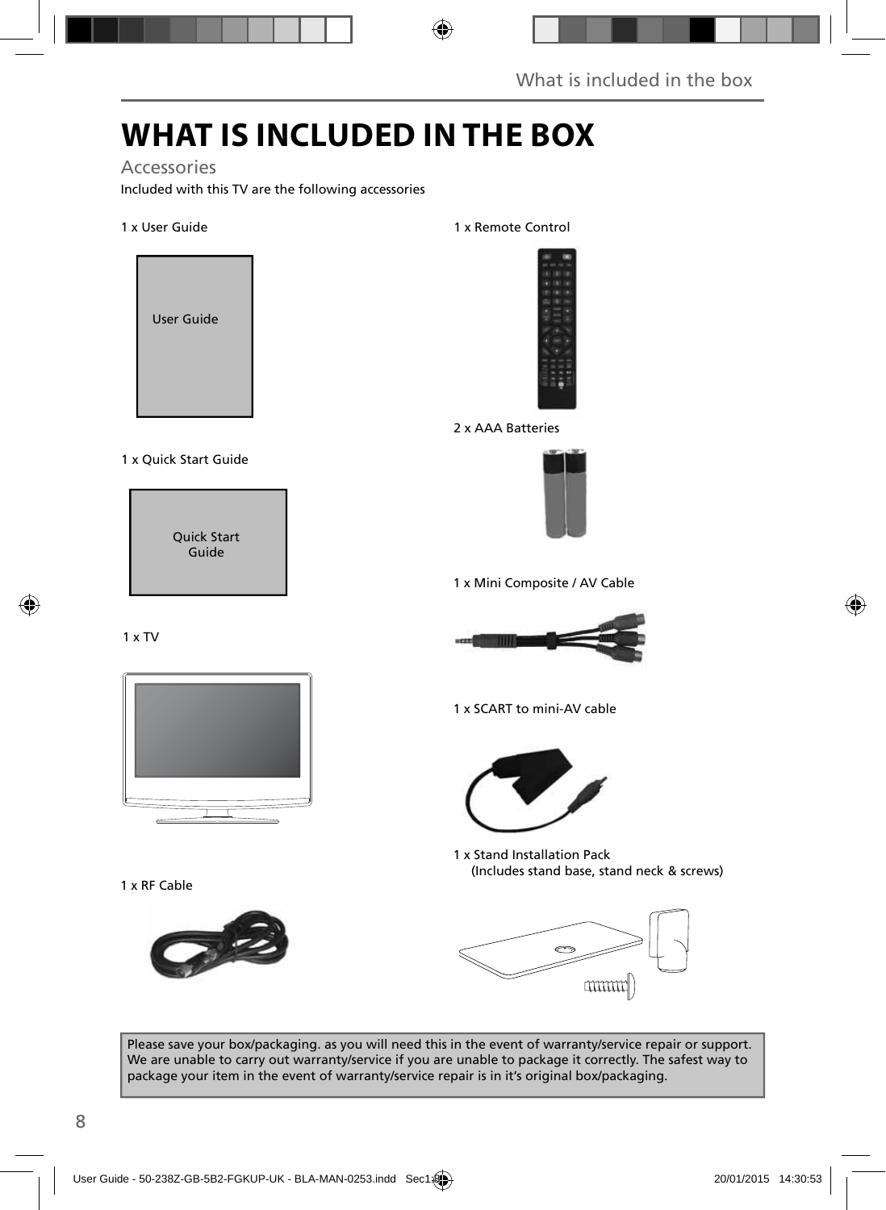# WHAT IS INCLUDED IN THE BOX

## Accessories

Included with this TV are the following accessories

1 x User Guide

User Guide

1 x Quick Start Guide

Quick Start Guide

1 x TV

1 x RF Cable

1 x Remote Control

2 x AAA Batteries

1 x Mini Composite / AV Cable

1 x SCART to mini-AV cable

1 x Stand Installation Pack
(Includes stand base, stand neck & screws)

Please save your box/packaging. as you will need this in the event of warranty/service repair or support. We are unable to carry out warranty/service if you are unable to package it correctly. The safest way to package your item in the event of warranty/service repair is in it's original box/packaging.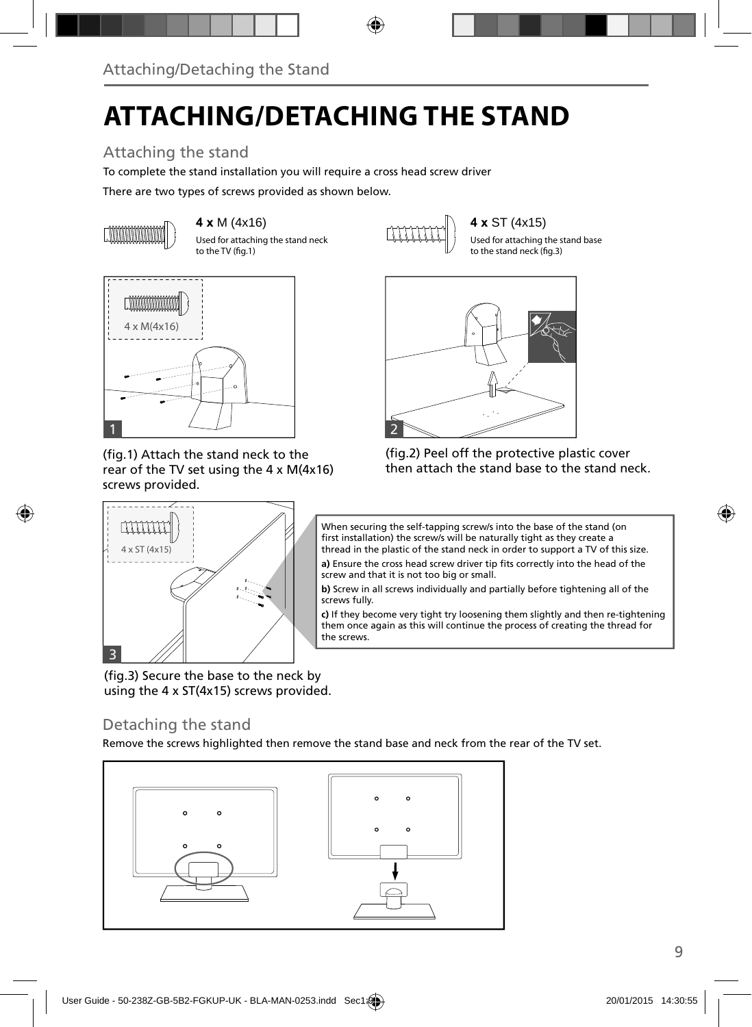# ATTACHING/DETACHING THE STAND

## Attaching the stand

To complete the stand installation you will require a cross head screw driver

There are two types of screws provided as shown below.

**4 x** M (4x16)

Used for attaching the stand neck to the TV (fig.1)

**4 x** ST (4x15)

Used for attaching the stand base to the stand neck (fig.3)

(fig.1) Attach the stand neck to the rear of the TV set using the 4 x M(4x16) screws provided.

(fig.2) Peel off the protective plastic cover then attach the stand base to the stand neck.

(fig.3) Secure the base to the neck by using the 4 x ST(4x15) screws provided.

When securing the self-tapping screw/s into the base of the stand (on first installation) the screw/s will be naturally tight as they create a thread in the plastic of the stand neck in order to support a TV of this size.

**a)** Ensure the cross head screw driver tip fits correctly into the head of the screw and that it is not too big or small.

**b)** Screw in all screws individually and partially before tightening all of the screws fully.

**c)** If they become very tight try loosening them slightly and then re-tightening them once again as this will continue the process of creating the thread for the screws.

## Detaching the stand

Remove the screws highlighted then remove the stand base and neck from the rear of the TV set.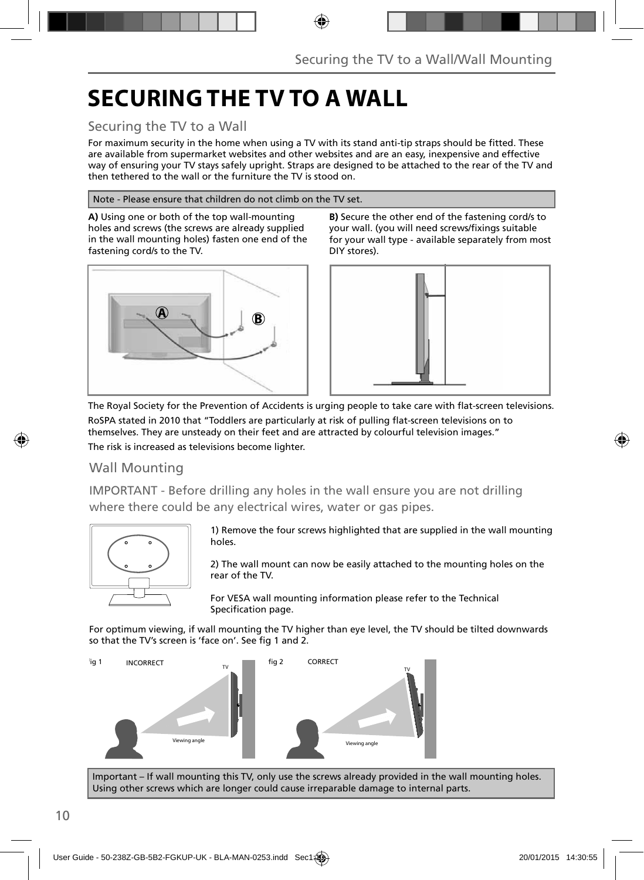# SECURING THE TV TO A WALL

## Securing the TV to a Wall

For maximum security in the home when using a TV with its stand anti-tip straps should be fitted. These are available from supermarket websites and other websites and are an easy, inexpensive and effective way of ensuring your TV stays safely upright. Straps are designed to be attached to the rear of the TV and then tethered to the wall or the furniture the TV is stood on.

Note - Please ensure that children do not climb on the TV set.

**A)** Using one or both of the top wall-mounting holes and screws (the screws are already supplied in the wall mounting holes) fasten one end of the fastening cord/s to the TV.

**B)** Secure the other end of the fastening cord/s to your wall. (you will need screws/fixings suitable for your wall type - available separately from most DIY stores).

The Royal Society for the Prevention of Accidents is urging people to take care with flat-screen televisions.

RoSPA stated in 2010 that "Toddlers are particularly at risk of pulling flat-screen televisions on to themselves. They are unsteady on their feet and are attracted by colourful television images."

The risk is increased as televisions become lighter.

## Wall Mounting

IMPORTANT - Before drilling any holes in the wall ensure you are not drilling where there could be any electrical wires, water or gas pipes.

1) Remove the four screws highlighted that are supplied in the wall mounting holes.

2) The wall mount can now be easily attached to the mounting holes on the rear of the TV.

For VESA wall mounting information please refer to the Technical Specification page.

For optimum viewing, if wall mounting the TV higher than eye level, the TV should be tilted downwards so that the TV's screen is 'face on'. See fig 1 and 2.

fig 1 INCORRECT

fig 2 CORRECT

Important – If wall mounting this TV, only use the screws already provided in the wall mounting holes. Using other screws which are longer could cause irreparable damage to internal parts.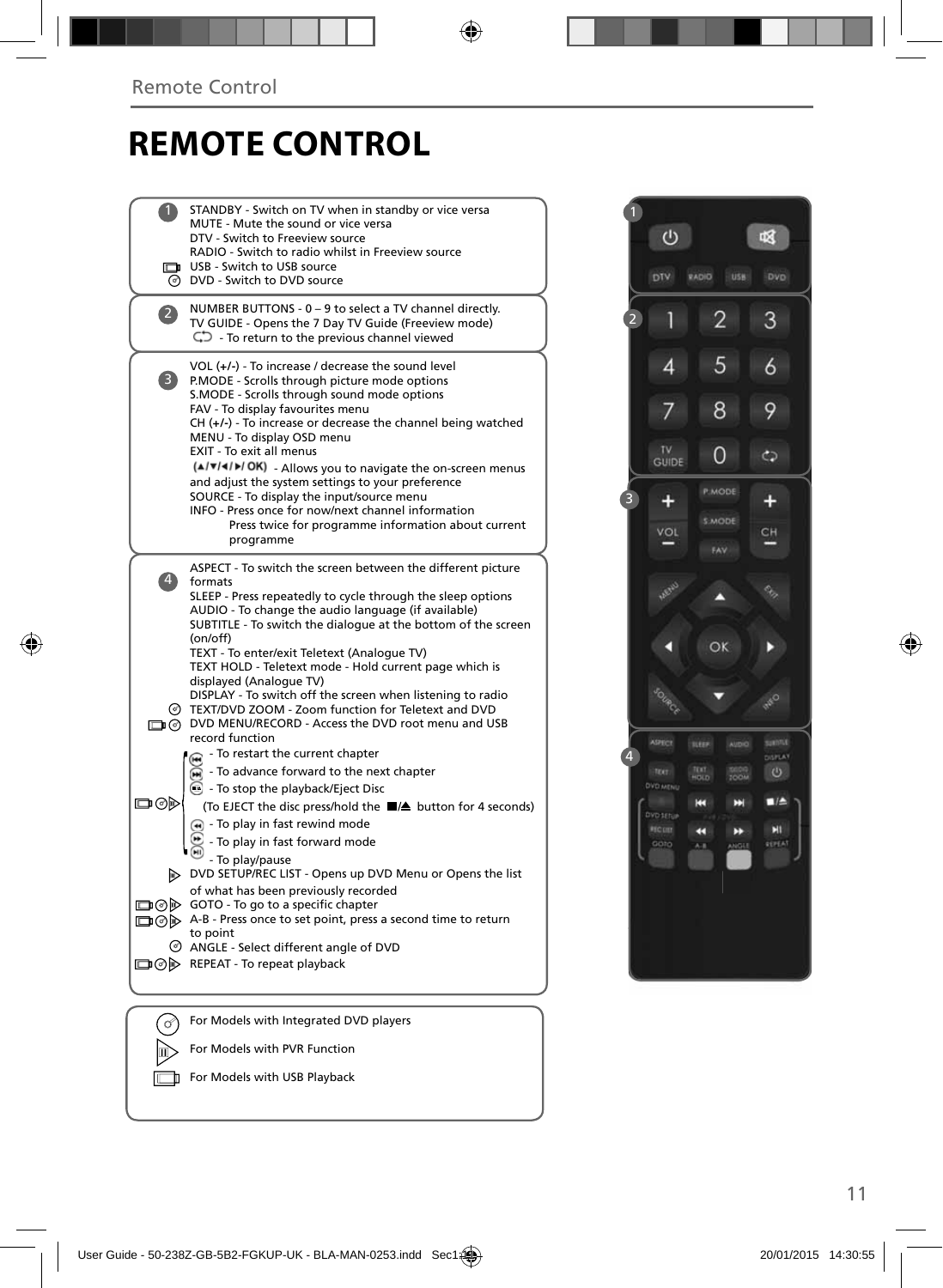# REMOTE CONTROL

**1**

STANDBY - Switch on TV when in standby or vice versa
MUTE - Mute the sound or vice versa
DTV - Switch to Freeview source
RADIO - Switch to radio whilst in Freeview source
USB - Switch to USB source
DVD - Switch to DVD source

**2**

NUMBER BUTTONS - 0 – 9 to select a TV channel directly.
TV GUIDE - Opens the 7 Day TV Guide (Freeview mode)
- To return to the previous channel viewed

**3**

VOL (+/-) - To increase / decrease the sound level
P.MODE - Scrolls through picture mode options
S.MODE - Scrolls through sound mode options
FAV - To display favourites menu
CH (+/-) - To increase or decrease the channel being watched
MENU - To display OSD menu
EXIT - To exit all menus
(▲/▼/◄/►/ OK) - Allows you to navigate the on-screen menus and adjust the system settings to your preference
SOURCE - To display the input/source menu
INFO - Press once for now/next channel information
Press twice for programme information about current programme

**4**

ASPECT - To switch the screen between the different picture formats
SLEEP - Press repeatedly to cycle through the sleep options
AUDIO - To change the audio language (if available)
SUBTITLE - To switch the dialogue at the bottom of the screen (on/off)
TEXT - To enter/exit Teletext (Analogue TV)
TEXT HOLD - Teletext mode - Hold current page which is displayed (Analogue TV)
DISPLAY - To switch off the screen when listening to radio
TEXT/DVD ZOOM - Zoom function for Teletext and DVD
DVD MENU/RECORD - Access the DVD root menu and USB record function
- To restart the current chapter
- To advance forward to the next chapter
- To stop the playback/Eject Disc
(To EJECT the disc press/hold the ■/⏏ button for 4 seconds)
- To play in fast rewind mode
- To play in fast forward mode
- To play/pause
DVD SETUP/REC LIST - Opens up DVD Menu or Opens the list of what has been previously recorded
GOTO - To go to a specific chapter
A-B - Press once to set point, press a second time to return to point
ANGLE - Select different angle of DVD
REPEAT - To repeat playback

For Models with Integrated DVD players
For Models with PVR Function
For Models with USB Playback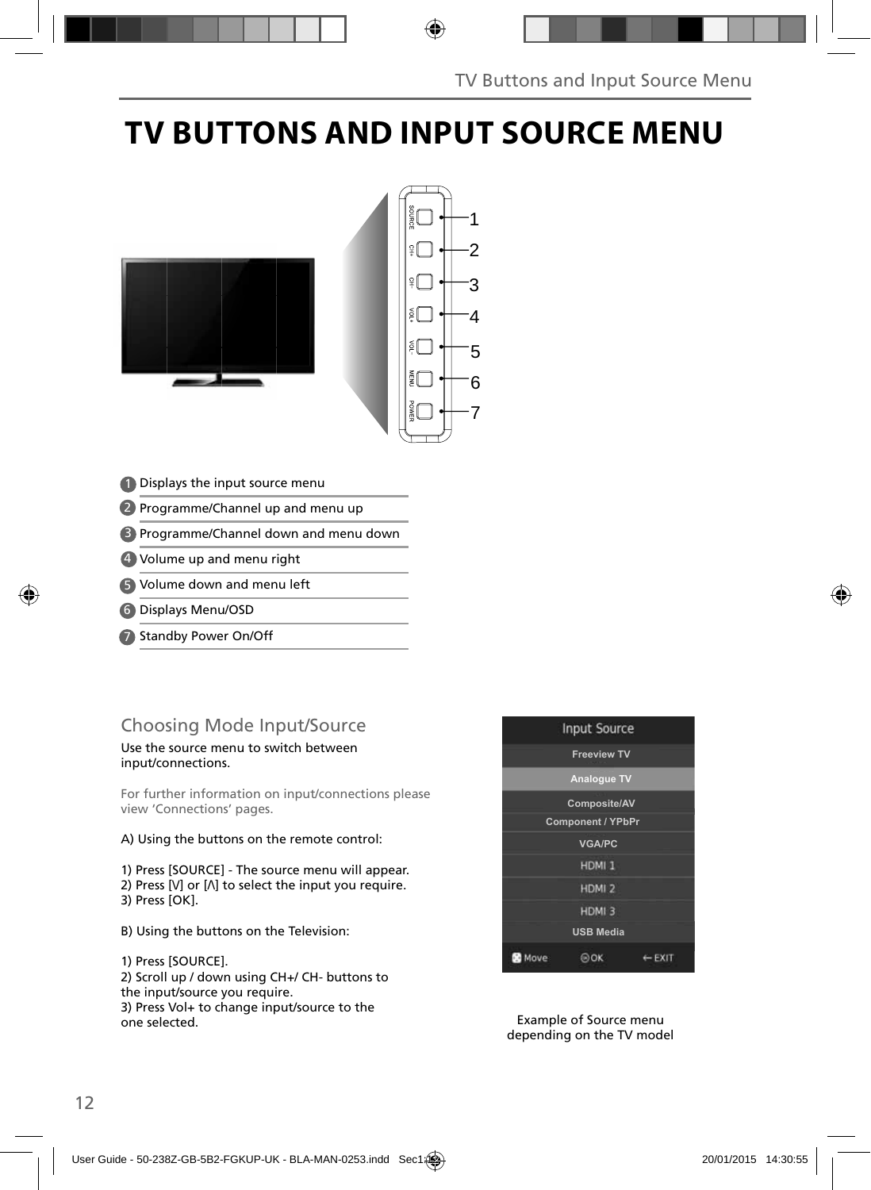# TV BUTTONS AND INPUT SOURCE MENU

1. Displays the input source menu
2. Programme/Channel up and menu up
3. Programme/Channel down and menu down
4. Volume up and menu right
5. Volume down and menu left
6. Displays Menu/OSD
7. Standby Power On/Off

## Choosing Mode Input/Source

Use the source menu to switch between input/connections.

For further information on input/connections please view 'Connections' pages.

A) Using the buttons on the remote control:

1) Press [SOURCE] - The source menu will appear.
2) Press [V] or [Λ] to select the input you require.
3) Press [OK].

B) Using the buttons on the Television:

1) Press [SOURCE].
2) Scroll up / down using CH+/ CH- buttons to the input/source you require.
3) Press Vol+ to change input/source to the one selected.

Input Source

- Freeview TV
- Analogue TV
- Composite/AV
- Component / YPbPr
- VGA/PC
- HDMI 1
- HDMI 2
- HDMI 3
- USB Media

Move | OK | EXIT

Example of Source menu depending on the TV model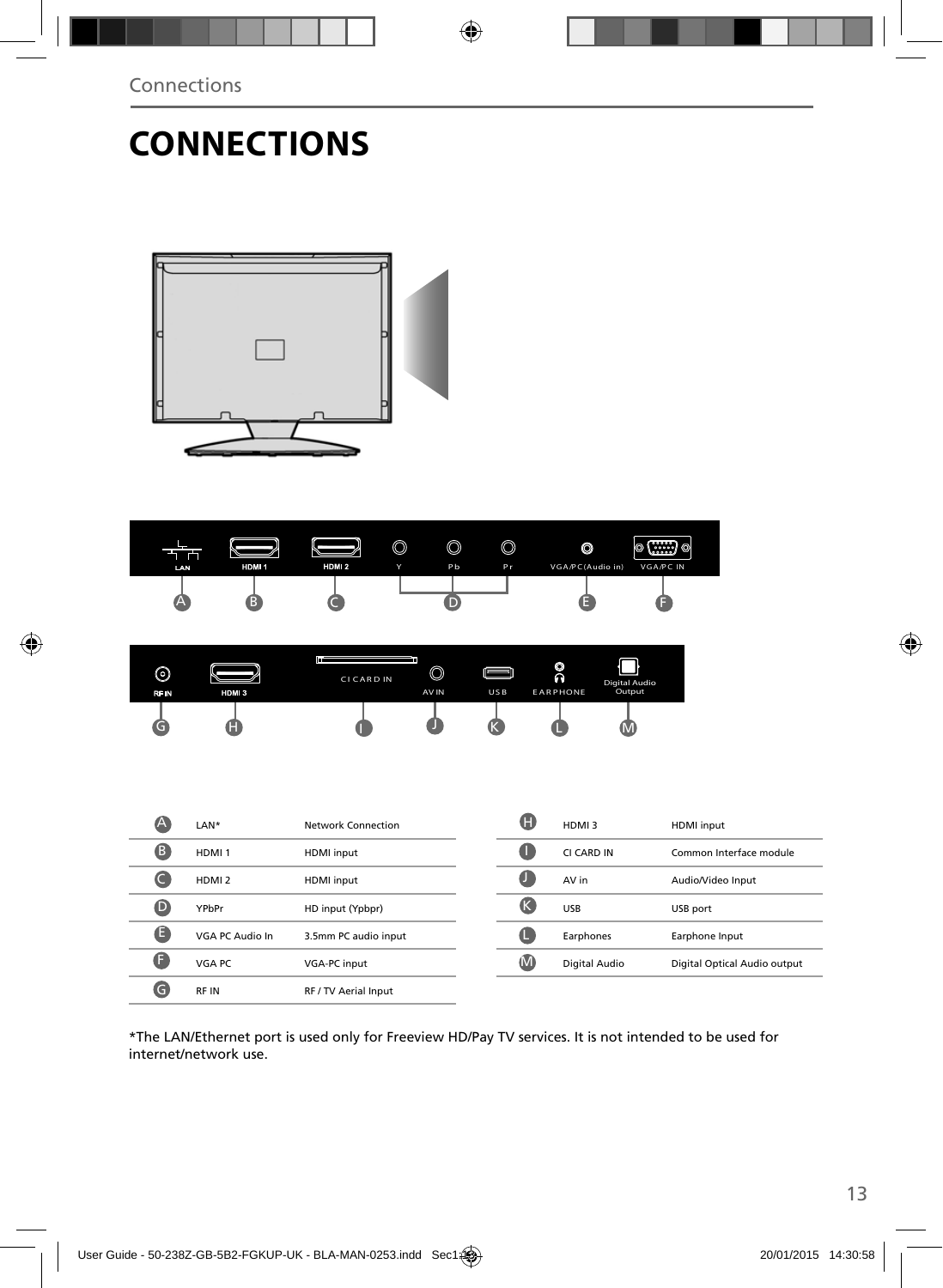# CONNECTIONS

| | | |
|---|---|---|
| A | LAN* | Network Connection |
| B | HDMI 1 | HDMI input |
| C | HDMI 2 | HDMI input |
| D | YPbPr | HD input (Ypbpr) |
| E | VGA PC Audio In | 3.5mm PC audio input |
| F | VGA PC | VGA-PC input |
| G | RF IN | RF / TV Aerial Input |
| H | HDMI 3 | HDMI input |
| I | CI CARD IN | Common Interface module |
| J | AV in | Audio/Video Input |
| K | USB | USB port |
| L | Earphones | Earphone Input |
| M | Digital Audio | Digital Optical Audio output |

*The LAN/Ethernet port is used only for Freeview HD/Pay TV services. It is not intended to be used for internet/network use.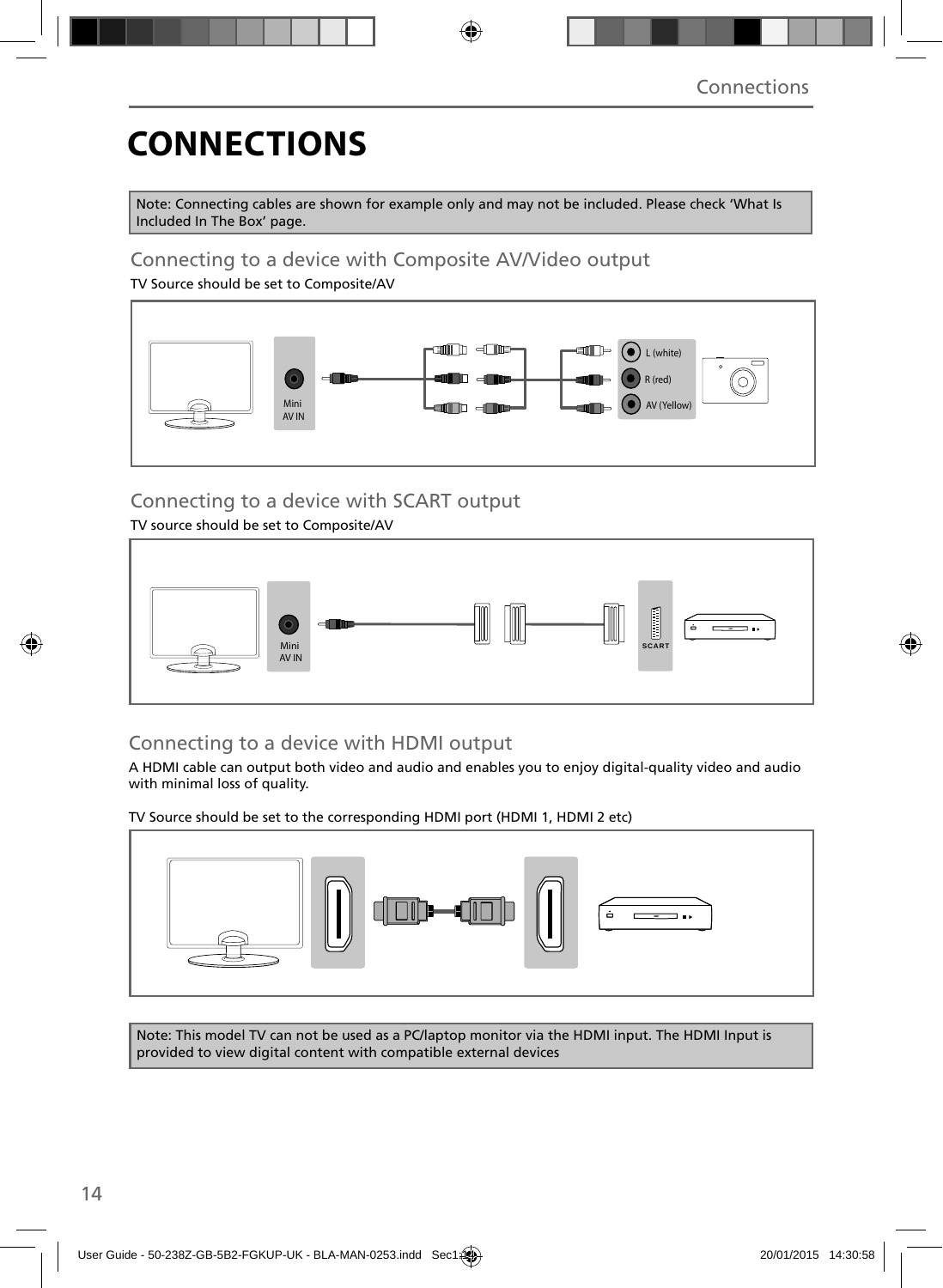# CONNECTIONS

Note: Connecting cables are shown for example only and may not be included. Please check 'What Is Included In The Box' page.

## Connecting to a device with Composite AV/Video output

TV Source should be set to Composite/AV

Mini AV IN

L (white)

R (red)

AV (Yellow)

## Connecting to a device with SCART output

TV source should be set to Composite/AV

Mini AV IN

SCART

## Connecting to a device with HDMI output

A HDMI cable can output both video and audio and enables you to enjoy digital-quality video and audio with minimal loss of quality.

TV Source should be set to the corresponding HDMI port (HDMI 1, HDMI 2 etc)

Note: This model TV can not be used as a PC/laptop monitor via the HDMI input. The HDMI Input is provided to view digital content with compatible external devices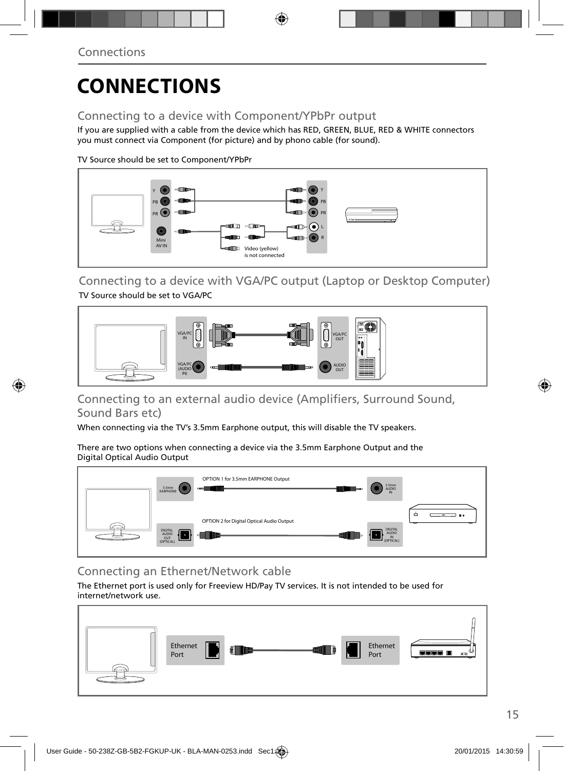# CONNECTIONS

## Connecting to a device with Component/YPbPr output

If you are supplied with a cable from the device which has RED, GREEN, BLUE, RED & WHITE connectors you must connect via Component (for picture) and by phono cable (for sound).

TV Source should be set to Component/YPbPr

## Connecting to a device with VGA/PC output (Laptop or Desktop Computer)

TV Source should be set to VGA/PC

## Connecting to an external audio device (Amplifiers, Surround Sound, Sound Bars etc)

When connecting via the TV's 3.5mm Earphone output, this will disable the TV speakers.

There are two options when connecting a device via the 3.5mm Earphone Output and the Digital Optical Audio Output

## Connecting an Ethernet/Network cable

The Ethernet port is used only for Freeview HD/Pay TV services. It is not intended to be used for internet/network use.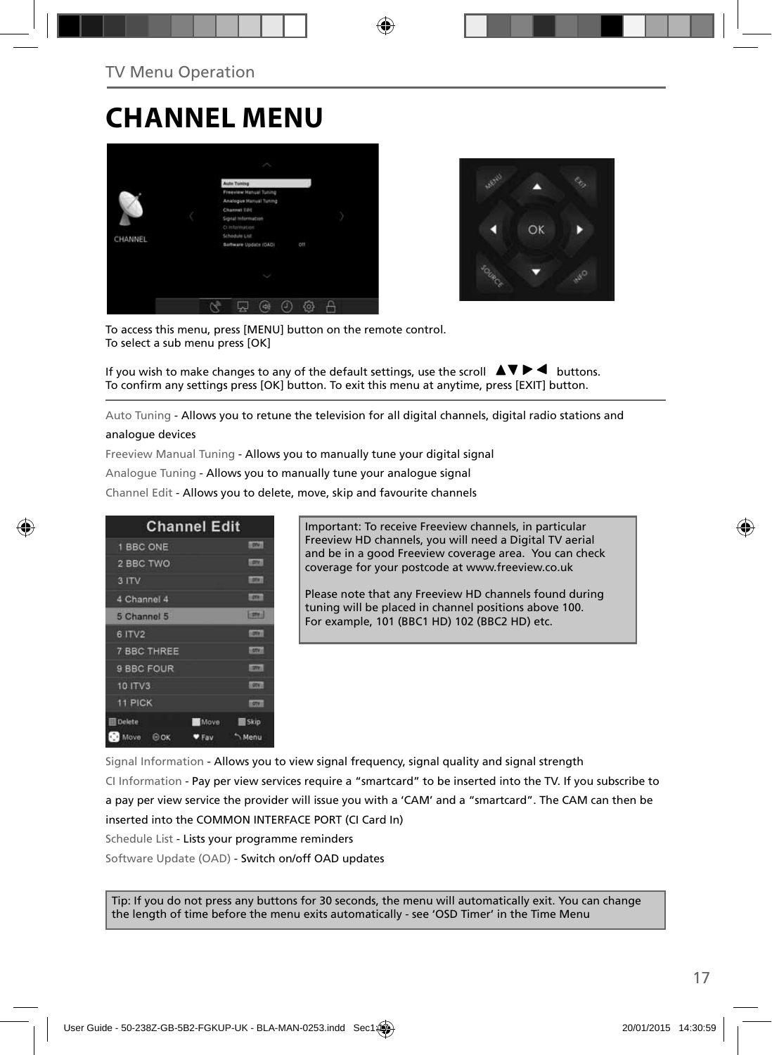# CHANNEL MENU

To access this menu, press [MENU] button on the remote control.
To select a sub menu press [OK]

If you wish to make changes to any of the default settings, use the scroll ▲▼▶◀ buttons.
To confirm any settings press [OK] button. To exit this menu at anytime, press [EXIT] button.

Auto Tuning - Allows you to retune the television for all digital channels, digital radio stations and analogue devices

Freeview Manual Tuning - Allows you to manually tune your digital signal

Analogue Tuning - Allows you to manually tune your analogue signal

Channel Edit - Allows you to delete, move, skip and favourite channels

Important: To receive Freeview channels, in particular Freeview HD channels, you will need a Digital TV aerial and be in a good Freeview coverage area. You can check coverage for your postcode at www.freeview.co.uk

Please note that any Freeview HD channels found during tuning will be placed in channel positions above 100. For example, 101 (BBC1 HD) 102 (BBC2 HD) etc.

Signal Information - Allows you to view signal frequency, signal quality and signal strength

CI Information - Pay per view services require a "smartcard" to be inserted into the TV. If you subscribe to a pay per view service the provider will issue you with a 'CAM' and a "smartcard". The CAM can then be inserted into the COMMON INTERFACE PORT (CI Card In)

Schedule List - Lists your programme reminders

Software Update (OAD) - Switch on/off OAD updates

Tip: If you do not press any buttons for 30 seconds, the menu will automatically exit. You can change the length of time before the menu exits automatically - see 'OSD Timer' in the Time Menu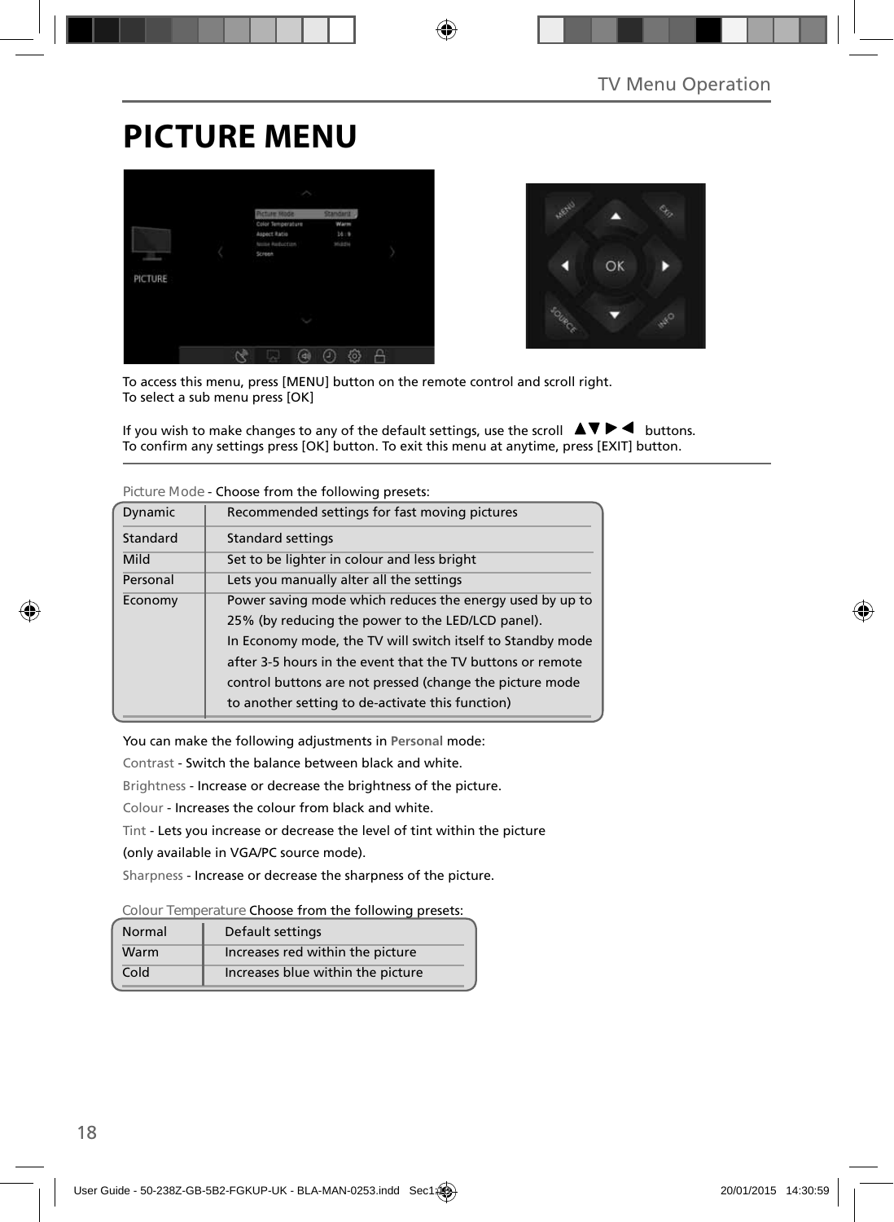# PICTURE MENU

To access this menu, press [MENU] button on the remote control and scroll right.
To select a sub menu press [OK]

If you wish to make changes to any of the default settings, use the scroll ▲▼ ▶ ◀ buttons.
To confirm any settings press [OK] button. To exit this menu at anytime, press [EXIT] button.

Picture Mode - Choose from the following presets:

| | |
|---|---|
| Dynamic | Recommended settings for fast moving pictures |
| Standard | Standard settings |
| Mild | Set to be lighter in colour and less bright |
| Personal | Lets you manually alter all the settings |
| Economy | Power saving mode which reduces the energy used by up to 25% (by reducing the power to the LED/LCD panel). In Economy mode, the TV will switch itself to Standby mode after 3-5 hours in the event that the TV buttons or remote control buttons are not pressed (change the picture mode to another setting to de-activate this function) |

You can make the following adjustments in **Personal** mode:

Contrast - Switch the balance between black and white.

Brightness - Increase or decrease the brightness of the picture.

Colour - Increases the colour from black and white.

Tint - Lets you increase or decrease the level of tint within the picture (only available in VGA/PC source mode).

Sharpness - Increase or decrease the sharpness of the picture.

Colour Temperature Choose from the following presets:

| | |
|---|---|
| Normal | Default settings |
| Warm | Increases red within the picture |
| Cold | Increases blue within the picture |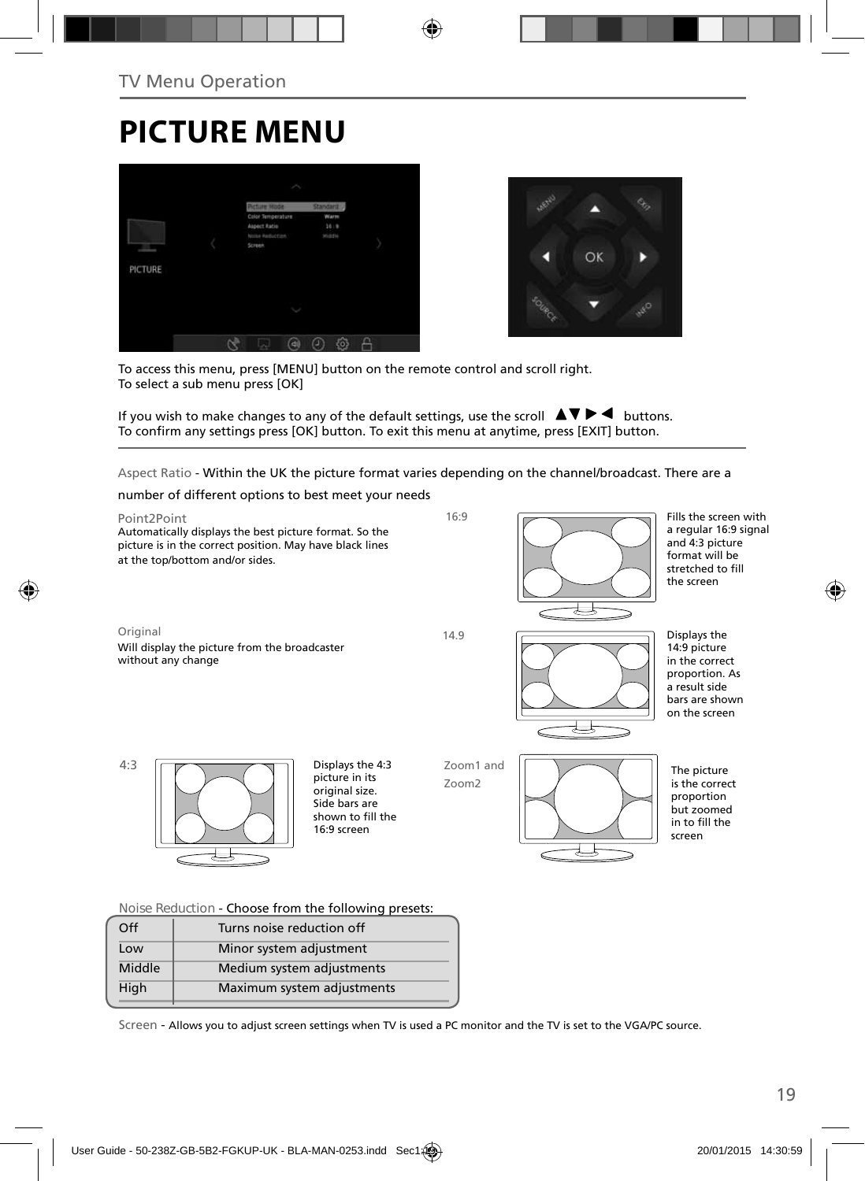TV Menu Operation

# PICTURE MENU

To access this menu, press [MENU] button on the remote control and scroll right.
To select a sub menu press [OK]

If you wish to make changes to any of the default settings, use the scroll ▲▼▶◀ buttons.
To confirm any settings press [OK] button. To exit this menu at anytime, press [EXIT] button.

Aspect Ratio - Within the UK the picture format varies depending on the channel/broadcast. There are a number of different options to best meet your needs

**Point2Point**
Automatically displays the best picture format. So the picture is in the correct position. May have black lines at the top/bottom and/or sides.

**16:9**
Fills the screen with a regular 16:9 signal and 4:3 picture format will be stretched to fill the screen

**Original**
Will display the picture from the broadcaster without any change

**14.9**
Displays the 14:9 picture in the correct proportion. As a result side bars are shown on the screen

**4:3**
Displays the 4:3 picture in its original size. Side bars are shown to fill the 16:9 screen

**Zoom1 and Zoom2**
The picture is the correct proportion but zoomed in to fill the screen

Noise Reduction - Choose from the following presets:

| Off | Turns noise reduction off |
|---|---|
| Low | Minor system adjustment |
| Middle | Medium system adjustments |
| High | Maximum system adjustments |

Screen - Allows you to adjust screen settings when TV is used a PC monitor and the TV is set to the VGA/PC source.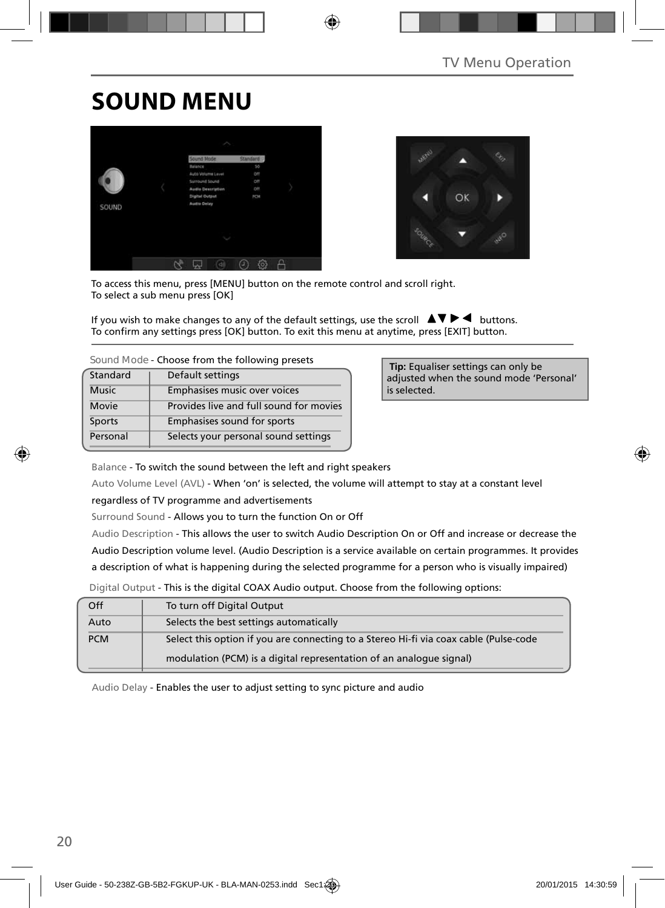# SOUND MENU

To access this menu, press [MENU] button on the remote control and scroll right.
To select a sub menu press [OK]

If you wish to make changes to any of the default settings, use the scroll ▲▼▶◀ buttons.
To confirm any settings press [OK] button. To exit this menu at anytime, press [EXIT] button.

Sound Mode - Choose from the following presets

| Standard | Default settings |
|---|---|
| Music | Emphasises music over voices |
| Movie | Provides live and full sound for movies |
| Sports | Emphasises sound for sports |
| Personal | Selects your personal sound settings |

**Tip:** Equaliser settings can only be adjusted when the sound mode 'Personal' is selected.

Balance - To switch the sound between the left and right speakers

Auto Volume Level (AVL) - When 'on' is selected, the volume will attempt to stay at a constant level regardless of TV programme and advertisements

Surround Sound - Allows you to turn the function On or Off

Audio Description - This allows the user to switch Audio Description On or Off and increase or decrease the Audio Description volume level. (Audio Description is a service available on certain programmes. It provides a description of what is happening during the selected programme for a person who is visually impaired)

Digital Output - This is the digital COAX Audio output. Choose from the following options:

| Off | To turn off Digital Output |
|---|---|
| Auto | Selects the best settings automatically |
| PCM | Select this option if you are connecting to a Stereo Hi-fi via coax cable (Pulse-code modulation (PCM) is a digital representation of an analogue signal) |

Audio Delay - Enables the user to adjust setting to sync picture and audio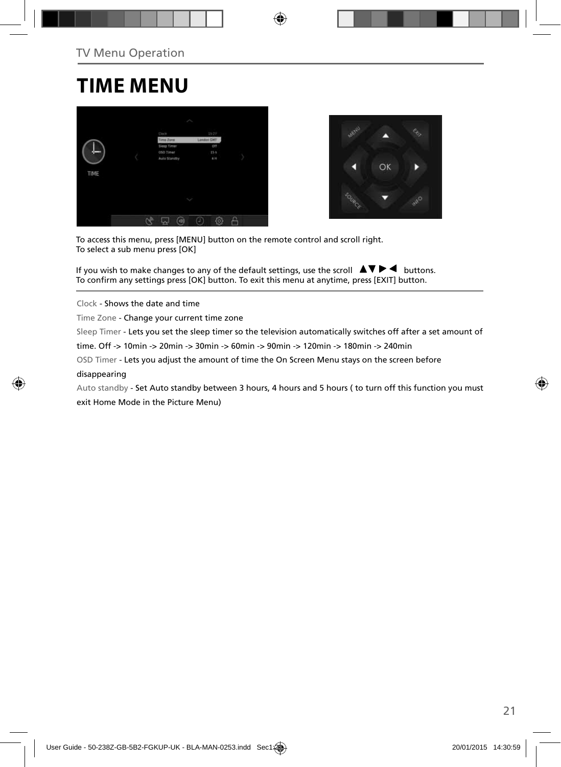TV Menu Operation

# TIME MENU

To access this menu, press [MENU] button on the remote control and scroll right.
To select a sub menu press [OK]

If you wish to make changes to any of the default settings, use the scroll ▲▼▶◀ buttons.
To confirm any settings press [OK] button. To exit this menu at anytime, press [EXIT] button.

Clock - Shows the date and time

Time Zone - Change your current time zone

Sleep Timer - Lets you set the sleep timer so the television automatically switches off after a set amount of time. Off -> 10min -> 20min -> 30min -> 60min -> 90min -> 120min -> 180min -> 240min

OSD Timer - Lets you adjust the amount of time the On Screen Menu stays on the screen before disappearing

Auto standby - Set Auto standby between 3 hours, 4 hours and 5 hours ( to turn off this function you must exit Home Mode in the Picture Menu)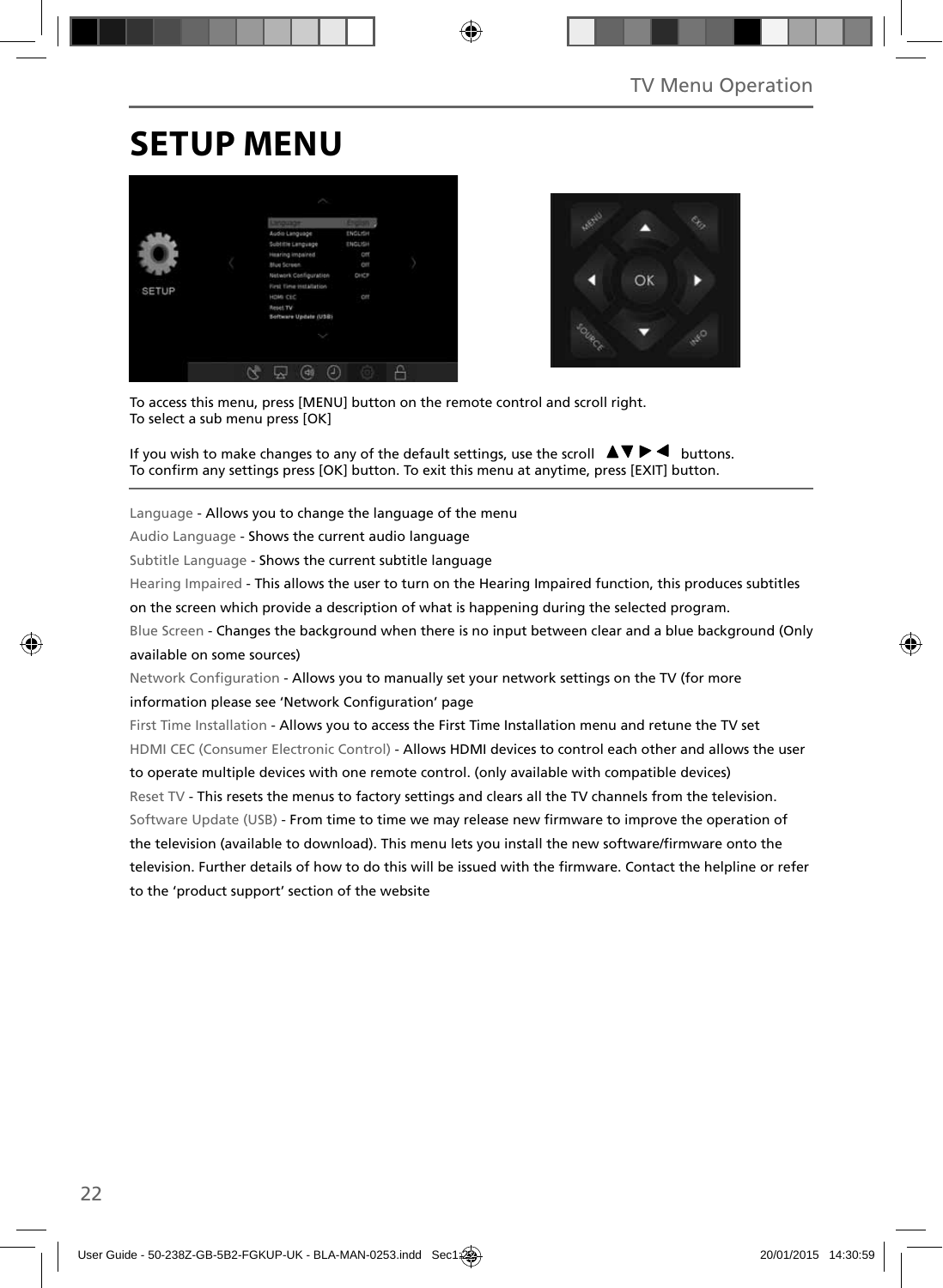# SETUP MENU

To access this menu, press [MENU] button on the remote control and scroll right.
To select a sub menu press [OK]

If you wish to make changes to any of the default settings, use the scroll ▲▼▶◀ buttons.
To confirm any settings press [OK] button. To exit this menu at anytime, press [EXIT] button.

Language - Allows you to change the language of the menu

Audio Language - Shows the current audio language

Subtitle Language - Shows the current subtitle language

Hearing Impaired - This allows the user to turn on the Hearing Impaired function, this produces subtitles on the screen which provide a description of what is happening during the selected program.

Blue Screen - Changes the background when there is no input between clear and a blue background (Only available on some sources)

Network Configuration - Allows you to manually set your network settings on the TV (for more information please see 'Network Configuration' page

First Time Installation - Allows you to access the First Time Installation menu and retune the TV set

HDMI CEC (Consumer Electronic Control) - Allows HDMI devices to control each other and allows the user to operate multiple devices with one remote control. (only available with compatible devices)

Reset TV - This resets the menus to factory settings and clears all the TV channels from the television.

Software Update (USB) - From time to time we may release new firmware to improve the operation of the television (available to download). This menu lets you install the new software/firmware onto the television. Further details of how to do this will be issued with the firmware. Contact the helpline or refer to the 'product support' section of the website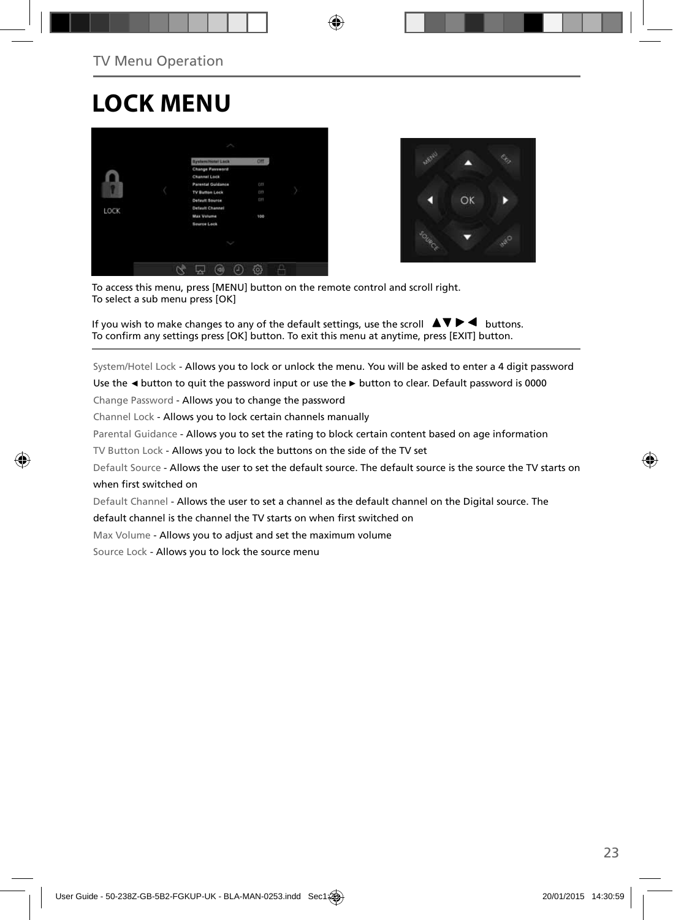# LOCK MENU

To access this menu, press [MENU] button on the remote control and scroll right.
To select a sub menu press [OK]

If you wish to make changes to any of the default settings, use the scroll ▲▼▶◀ buttons.
To confirm any settings press [OK] button. To exit this menu at anytime, press [EXIT] button.

System/Hotel Lock - Allows you to lock or unlock the menu. You will be asked to enter a 4 digit password
Use the ◄ button to quit the password input or use the ► button to clear. Default password is 0000

Change Password - Allows you to change the password

Channel Lock - Allows you to lock certain channels manually

Parental Guidance - Allows you to set the rating to block certain content based on age information

TV Button Lock - Allows you to lock the buttons on the side of the TV set

Default Source - Allows the user to set the default source. The default source is the source the TV starts on when first switched on

Default Channel - Allows the user to set a channel as the default channel on the Digital source. The default channel is the channel the TV starts on when first switched on

Max Volume - Allows you to adjust and set the maximum volume

Source Lock - Allows you to lock the source menu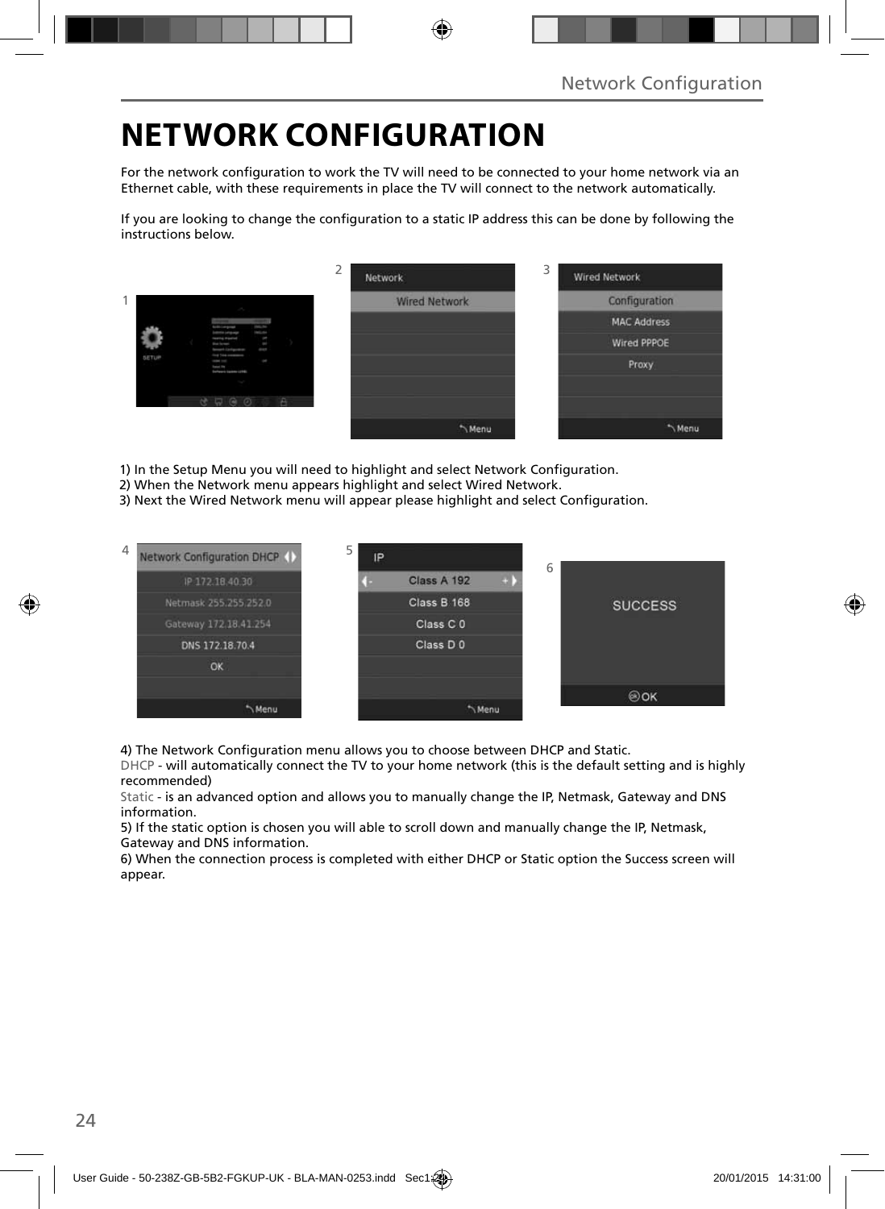# NETWORK CONFIGURATION

For the network configuration to work the TV will need to be connected to your home network via an Ethernet cable, with these requirements in place the TV will connect to the network automatically.

If you are looking to change the configuration to a static IP address this can be done by following the instructions below.

1) In the Setup Menu you will need to highlight and select Network Configuration.
2) When the Network menu appears highlight and select Wired Network.
3) Next the Wired Network menu will appear please highlight and select Configuration.

4) The Network Configuration menu allows you to choose between DHCP and Static.
DHCP - will automatically connect the TV to your home network (this is the default setting and is highly recommended)
Static - is an advanced option and allows you to manually change the IP, Netmask, Gateway and DNS information.
5) If the static option is chosen you will able to scroll down and manually change the IP, Netmask, Gateway and DNS information.
6) When the connection process is completed with either DHCP or Static option the Success screen will appear.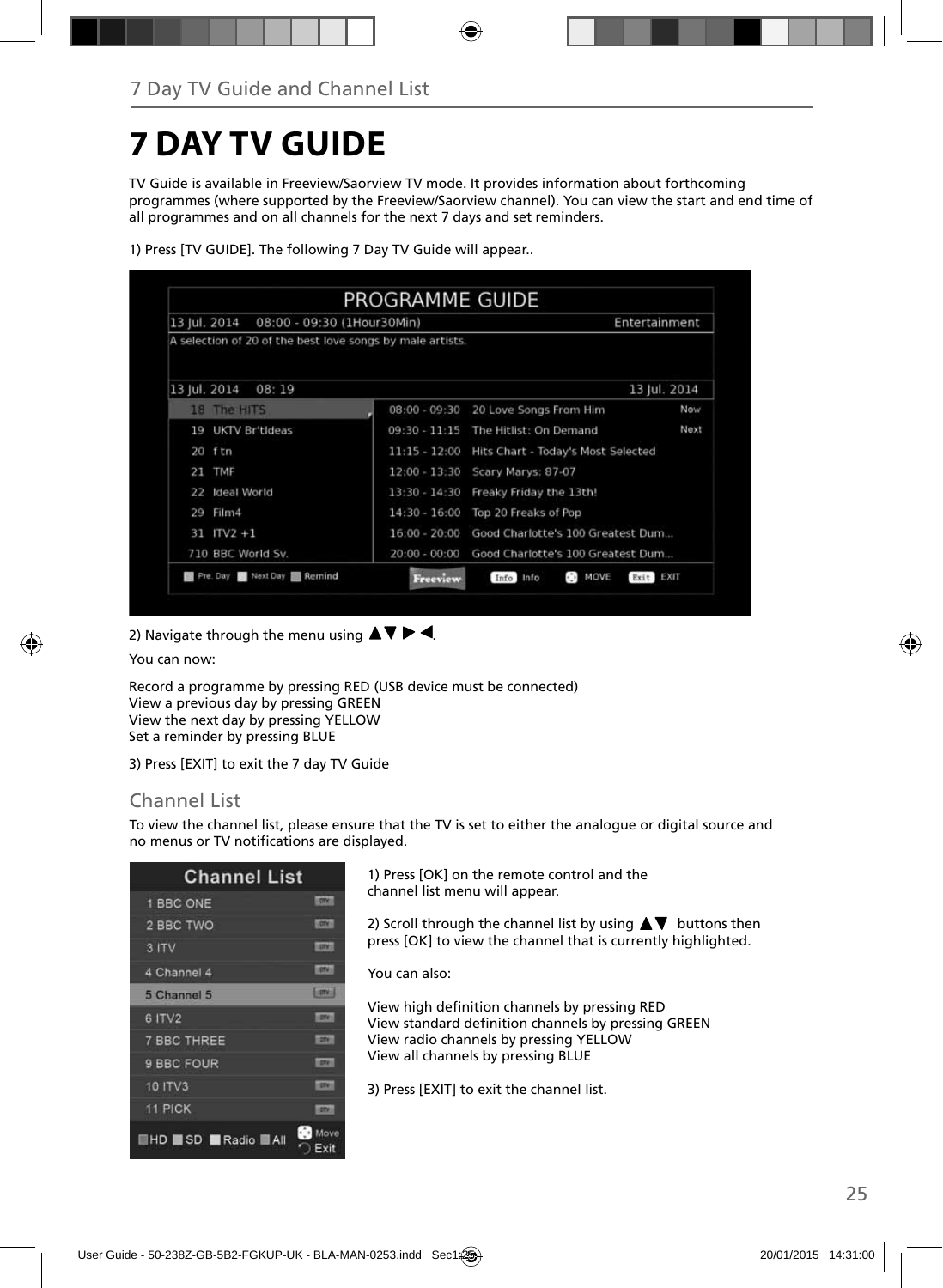# 7 DAY TV GUIDE

TV Guide is available in Freeview/Saorview TV mode. It provides information about forthcoming programmes (where supported by the Freeview/Saorview channel). You can view the start and end time of all programmes and on all channels for the next 7 days and set reminders.

1) Press [TV GUIDE]. The following 7 Day TV Guide will appear..

2) Navigate through the menu using ▲▼ ▶ ◀.

You can now:

Record a programme by pressing RED (USB device must be connected)
View a previous day by pressing GREEN
View the next day by pressing YELLOW
Set a reminder by pressing BLUE

3) Press [EXIT] to exit the 7 day TV Guide

## Channel List

To view the channel list, please ensure that the TV is set to either the analogue or digital source and no menus or TV notifications are displayed.

1) Press [OK] on the remote control and the channel list menu will appear.

2) Scroll through the channel list by using ▲▼ buttons then press [OK] to view the channel that is currently highlighted.

You can also:

View high definition channels by pressing RED
View standard definition channels by pressing GREEN
View radio channels by pressing YELLOW
View all channels by pressing BLUE

3) Press [EXIT] to exit the channel list.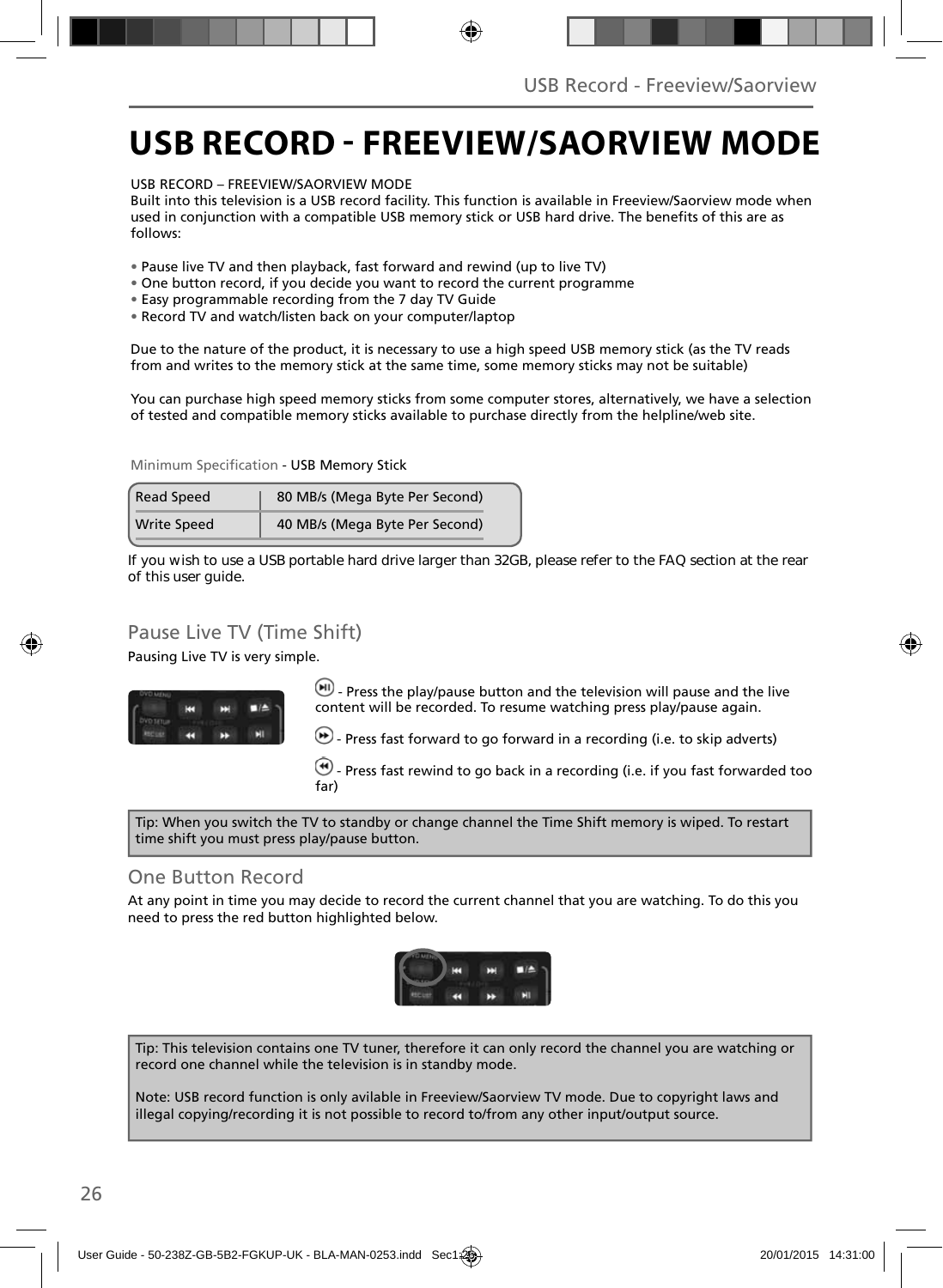# USB RECORD - FREEVIEW/SAORVIEW MODE

USB RECORD – FREEVIEW/SAORVIEW MODE
Built into this television is a USB record facility. This function is available in Freeview/Saorview mode when used in conjunction with a compatible USB memory stick or USB hard drive. The benefits of this are as follows:

- Pause live TV and then playback, fast forward and rewind (up to live TV)
- One button record, if you decide you want to record the current programme
- Easy programmable recording from the 7 day TV Guide
- Record TV and watch/listen back on your computer/laptop

Due to the nature of the product, it is necessary to use a high speed USB memory stick (as the TV reads from and writes to the memory stick at the same time, some memory sticks may not be suitable)

You can purchase high speed memory sticks from some computer stores, alternatively, we have a selection of tested and compatible memory sticks available to purchase directly from the helpline/web site.

Minimum Specification - USB Memory Stick

| Read Speed | 80 MB/s (Mega Byte Per Second) |
|---|---|
| Write Speed | 40 MB/s (Mega Byte Per Second) |

If you wish to use a USB portable hard drive larger than 32GB, please refer to the FAQ section at the rear of this user guide.

## Pause Live TV (Time Shift)

Pausing Live TV is very simple.

- Press the play/pause button and the television will pause and the live content will be recorded. To resume watching press play/pause again.

- Press fast forward to go forward in a recording (i.e. to skip adverts)

- Press fast rewind to go back in a recording (i.e. if you fast forwarded too far)

Tip: When you switch the TV to standby or change channel the Time Shift memory is wiped. To restart time shift you must press play/pause button.

## One Button Record

At any point in time you may decide to record the current channel that you are watching. To do this you need to press the red button highlighted below.

Tip: This television contains one TV tuner, therefore it can only record the channel you are watching or record one channel while the television is in standby mode.

Note: USB record function is only avilable in Freeview/Saorview TV mode. Due to copyright laws and illegal copying/recording it is not possible to record to/from any other input/output source.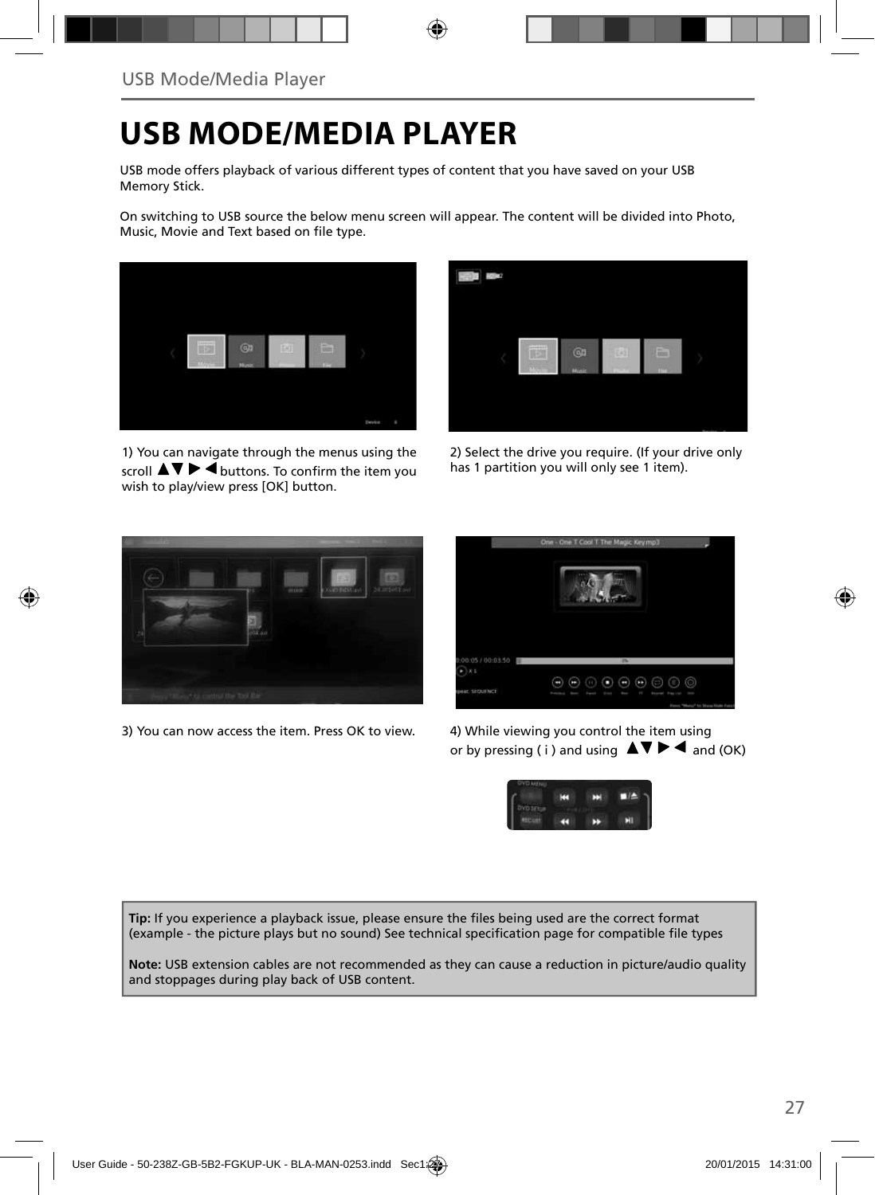# USB MODE/MEDIA PLAYER

USB mode offers playback of various different types of content that you have saved on your USB Memory Stick.

On switching to USB source the below menu screen will appear. The content will be divided into Photo, Music, Movie and Text based on file type.

1) You can navigate through the menus using the scroll ▲▼ ▶ ◀ buttons. To confirm the item you wish to play/view press [OK] button.

2) Select the drive you require. (If your drive only has 1 partition you will only see 1 item).

3) You can now access the item. Press OK to view.

4) While viewing you control the item using or by pressing ( i ) and using ▲▼ ▶ ◀ and (OK)

**Tip:** If you experience a playback issue, please ensure the files being used are the correct format (example - the picture plays but no sound) See technical specification page for compatible file types

**Note:** USB extension cables are not recommended as they can cause a reduction in picture/audio quality and stoppages during play back of USB content.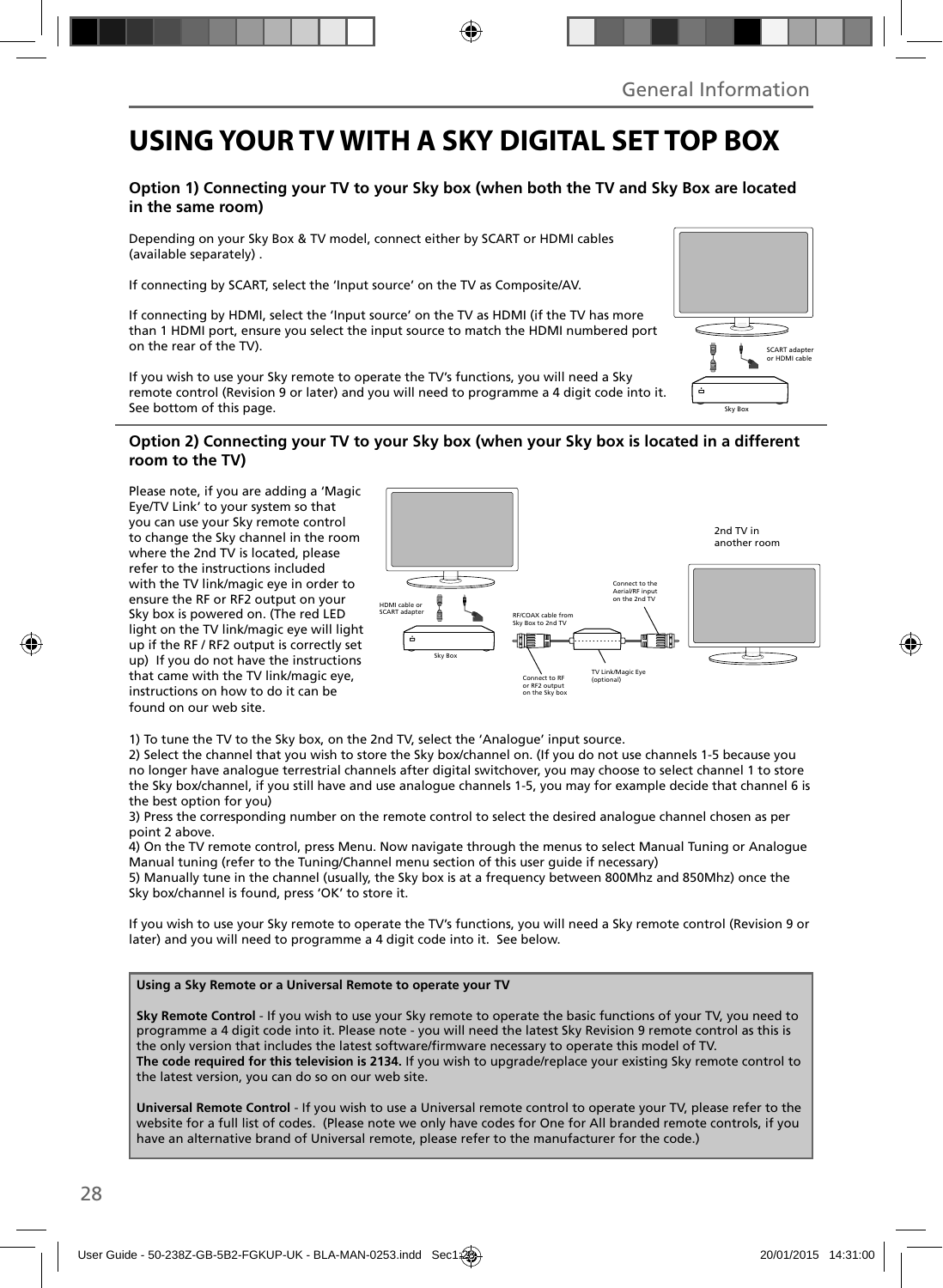# USING YOUR TV WITH A SKY DIGITAL SET TOP BOX

### Option 1) Connecting your TV to your Sky box (when both the TV and Sky Box are located in the same room)

Depending on your Sky Box & TV model, connect either by SCART or HDMI cables (available separately) .

If connecting by SCART, select the 'Input source' on the TV as Composite/AV.

If connecting by HDMI, select the 'Input source' on the TV as HDMI (if the TV has more than 1 HDMI port, ensure you select the input source to match the HDMI numbered port on the rear of the TV).

If you wish to use your Sky remote to operate the TV's functions, you will need a Sky remote control (Revision 9 or later) and you will need to programme a 4 digit code into it. See bottom of this page.

SCART adapter or HDMI cable

Sky Box

### Option 2) Connecting your TV to your Sky box (when your Sky box is located in a different room to the TV)

Please note, if you are adding a 'Magic Eye/TV Link' to your system so that you can use your Sky remote control to change the Sky channel in the room where the 2nd TV is located, please refer to the instructions included with the TV link/magic eye in order to ensure the RF or RF2 output on your Sky box is powered on. (The red LED light on the TV link/magic eye will light up if the RF / RF2 output is correctly set up) If you do not have the instructions that came with the TV link/magic eye, instructions on how to do it can be found on our web site.

2nd TV in another room

HDMI cable or SCART adapter

Sky Box

RF/COAX cable from Sky Box to 2nd TV

Connect to the Aerial/RF input on the 2nd TV

Connect to RF or RF2 output on the Sky box

TV Link/Magic Eye (optional)

1) To tune the TV to the Sky box, on the 2nd TV, select the 'Analogue' input source.
2) Select the channel that you wish to store the Sky box/channel on. (If you do not use channels 1-5 because you no longer have analogue terrestrial channels after digital switchover, you may choose to select channel 1 to store the Sky box/channel, if you still have and use analogue channels 1-5, you may for example decide that channel 6 is the best option for you)
3) Press the corresponding number on the remote control to select the desired analogue channel chosen as per point 2 above.
4) On the TV remote control, press Menu. Now navigate through the menus to select Manual Tuning or Analogue Manual tuning (refer to the Tuning/Channel menu section of this user guide if necessary)
5) Manually tune in the channel (usually, the Sky box is at a frequency between 800Mhz and 850Mhz) once the Sky box/channel is found, press 'OK' to store it.

If you wish to use your Sky remote to operate the TV's functions, you will need a Sky remote control (Revision 9 or later) and you will need to programme a 4 digit code into it. See below.

**Using a Sky Remote or a Universal Remote to operate your TV**

**Sky Remote Control** - If you wish to use your Sky remote to operate the basic functions of your TV, you need to programme a 4 digit code into it. Please note - you will need the latest Sky Revision 9 remote control as this is the only version that includes the latest software/firmware necessary to operate this model of TV.
**The code required for this television is 2134.** If you wish to upgrade/replace your existing Sky remote control to the latest version, you can do so on our web site.

**Universal Remote Control** - If you wish to use a Universal remote control to operate your TV, please refer to the website for a full list of codes. (Please note we only have codes for One for All branded remote controls, if you have an alternative brand of Universal remote, please refer to the manufacturer for the code.)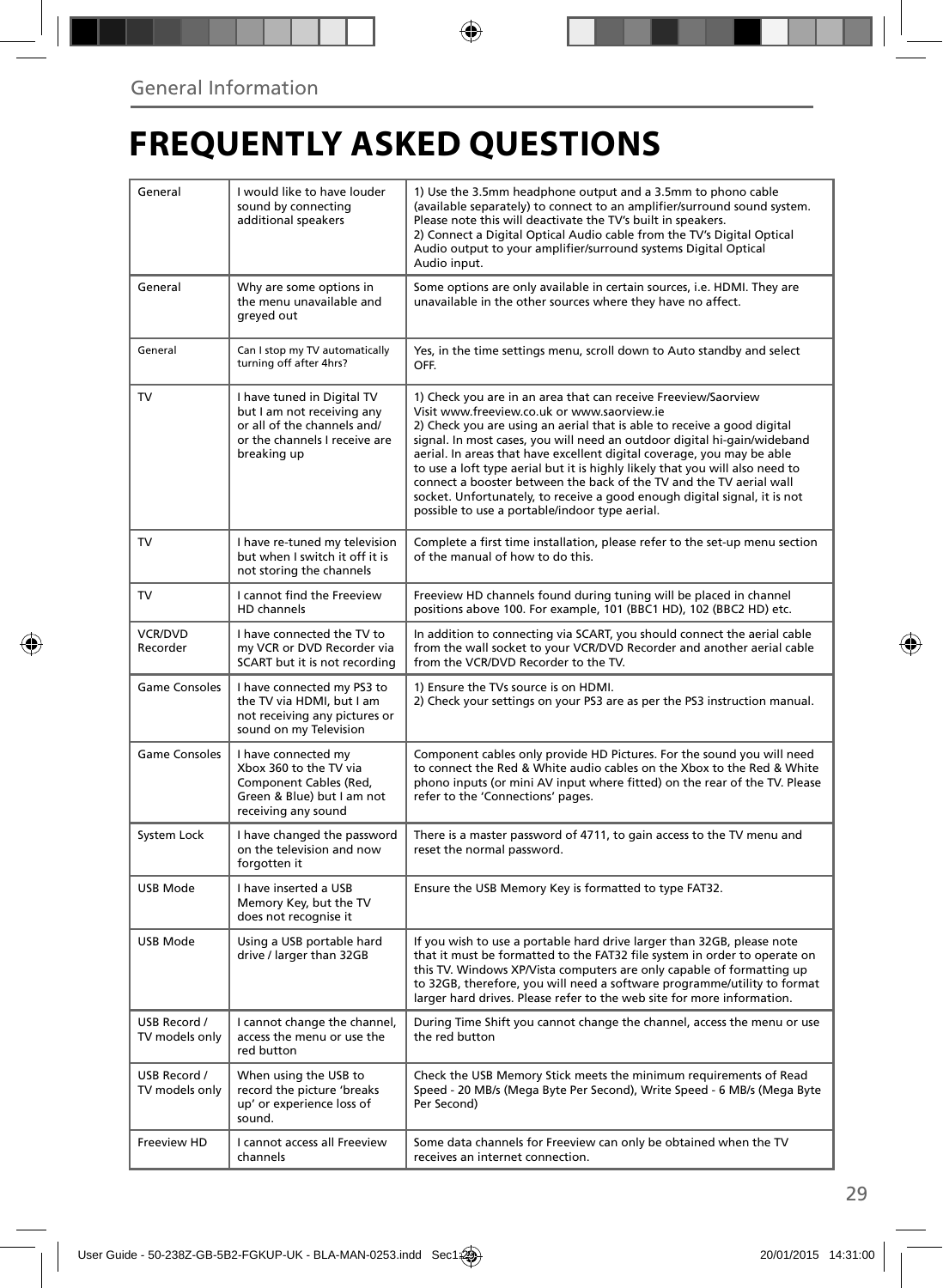General Information

# FREQUENTLY ASKED QUESTIONS

| | | |
|---|---|---|
| General | I would like to have louder sound by connecting additional speakers | 1) Use the 3.5mm headphone output and a 3.5mm to phono cable (available separately) to connect to an amplifier/surround sound system. Please note this will deactivate the TV's built in speakers.<br>2) Connect a Digital Optical Audio cable from the TV's Digital Optical Audio output to your amplifier/surround systems Digital Optical Audio input. |
| General | Why are some options in the menu unavailable and greyed out | Some options are only available in certain sources, i.e. HDMI. They are unavailable in the other sources where they have no affect. |
| General | Can I stop my TV automatically turning off after 4hrs? | Yes, in the time settings menu, scroll down to Auto standby and select OFF. |
| TV | I have tuned in Digital TV but I am not receiving any or all of the channels and/ or the channels I receive are breaking up | 1) Check you are in an area that can receive Freeview/Saorview Visit www.freeview.co.uk or www.saorview.ie<br>2) Check you are using an aerial that is able to receive a good digital signal. In most cases, you will need an outdoor digital hi-gain/wideband aerial. In areas that have excellent digital coverage, you may be able to use a loft type aerial but it is highly likely that you will also need to connect a booster between the back of the TV and the TV aerial wall socket. Unfortunately, to receive a good enough digital signal, it is not possible to use a portable/indoor type aerial. |
| TV | I have re-tuned my television but when I switch it off it is not storing the channels | Complete a first time installation, please refer to the set-up menu section of the manual of how to do this. |
| TV | I cannot find the Freeview HD channels | Freeview HD channels found during tuning will be placed in channel positions above 100. For example, 101 (BBC1 HD), 102 (BBC2 HD) etc. |
| VCR/DVD Recorder | I have connected the TV to my VCR or DVD Recorder via SCART but it is not recording | In addition to connecting via SCART, you should connect the aerial cable from the wall socket to your VCR/DVD Recorder and another aerial cable from the VCR/DVD Recorder to the TV. |
| Game Consoles | I have connected my PS3 to the TV via HDMI, but I am not receiving any pictures or sound on my Television | 1) Ensure the TVs source is on HDMI.<br>2) Check your settings on your PS3 are as per the PS3 instruction manual. |
| Game Consoles | I have connected my Xbox 360 to the TV via Component Cables (Red, Green & Blue) but I am not receiving any sound | Component cables only provide HD Pictures. For the sound you will need to connect the Red & White audio cables on the Xbox to the Red & White phono inputs (or mini AV input where fitted) on the rear of the TV. Please refer to the 'Connections' pages. |
| System Lock | I have changed the password on the television and now forgotten it | There is a master password of 4711, to gain access to the TV menu and reset the normal password. |
| USB Mode | I have inserted a USB Memory Key, but the TV does not recognise it | Ensure the USB Memory Key is formatted to type FAT32. |
| USB Mode | Using a USB portable hard drive / larger than 32GB | If you wish to use a portable hard drive larger than 32GB, please note that it must be formatted to the FAT32 file system in order to operate on this TV. Windows XP/Vista computers are only capable of formatting up to 32GB, therefore, you will need a software programme/utility to format larger hard drives. Please refer to the web site for more information. |
| USB Record / TV models only | I cannot change the channel, access the menu or use the red button | During Time Shift you cannot change the channel, access the menu or use the red button |
| USB Record / TV models only | When using the USB to record the picture 'breaks up' or experience loss of sound. | Check the USB Memory Stick meets the minimum requirements of Read Speed - 20 MB/s (Mega Byte Per Second), Write Speed - 6 MB/s (Mega Byte Per Second) |
| Freeview HD | I cannot access all Freeview channels | Some data channels for Freeview can only be obtained when the TV receives an internet connection. |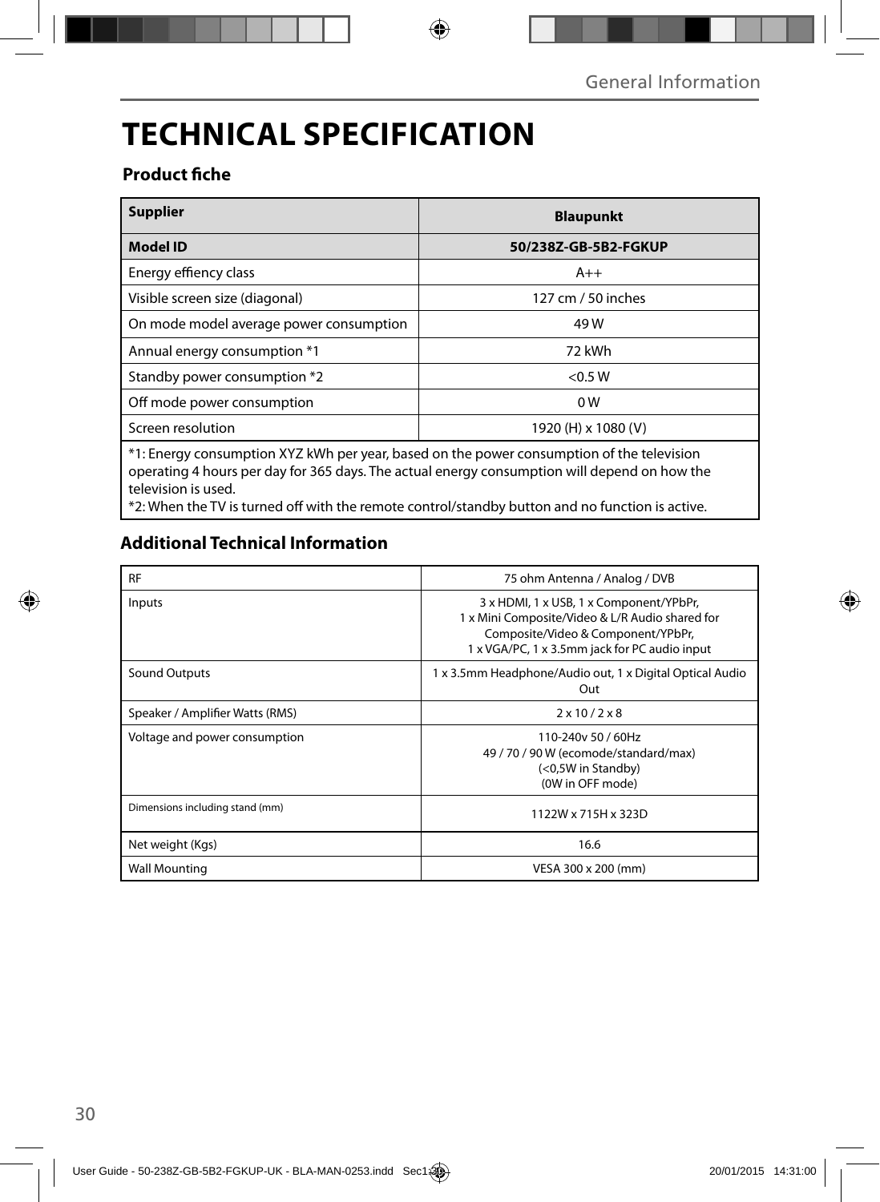# TECHNICAL SPECIFICATION

## Product fiche

| Supplier | Blaupunkt |
|---|---|
| **Model ID** | **50/238Z-GB-5B2-FGKUP** |
| Energy effiency class | A++ |
| Visible screen size (diagonal) | 127 cm / 50 inches |
| On mode model average power consumption | 49 W |
| Annual energy consumption *1 | 72 kWh |
| Standby power consumption *2 | <0.5 W |
| Off mode power consumption | 0 W |
| Screen resolution | 1920 (H) x 1080 (V) |

*1: Energy consumption XYZ kWh per year, based on the power consumption of the television operating 4 hours per day for 365 days. The actual energy consumption will depend on how the television is used.
*2: When the TV is turned off with the remote control/standby button and no function is active.

## Additional Technical Information

| RF | 75 ohm Antenna / Analog / DVB |
|---|---|
| Inputs | 3 x HDMI, 1 x USB, 1 x Component/YPbPr, 1 x Mini Composite/Video & L/R Audio shared for Composite/Video & Component/YPbPr, 1 x VGA/PC, 1 x 3.5mm jack for PC audio input |
| Sound Outputs | 1 x 3.5mm Headphone/Audio out, 1 x Digital Optical Audio Out |
| Speaker / Amplifier Watts (RMS) | 2 x 10 / 2 x 8 |
| Voltage and power consumption | 110-240v 50 / 60Hz 49 / 70 / 90 W (ecomode/standard/max) (<0,5W in Standby) (0W in OFF mode) |
| Dimensions including stand (mm) | 1122W x 715H x 323D |
| Net weight (Kgs) | 16.6 |
| Wall Mounting | VESA 300 x 200 (mm) |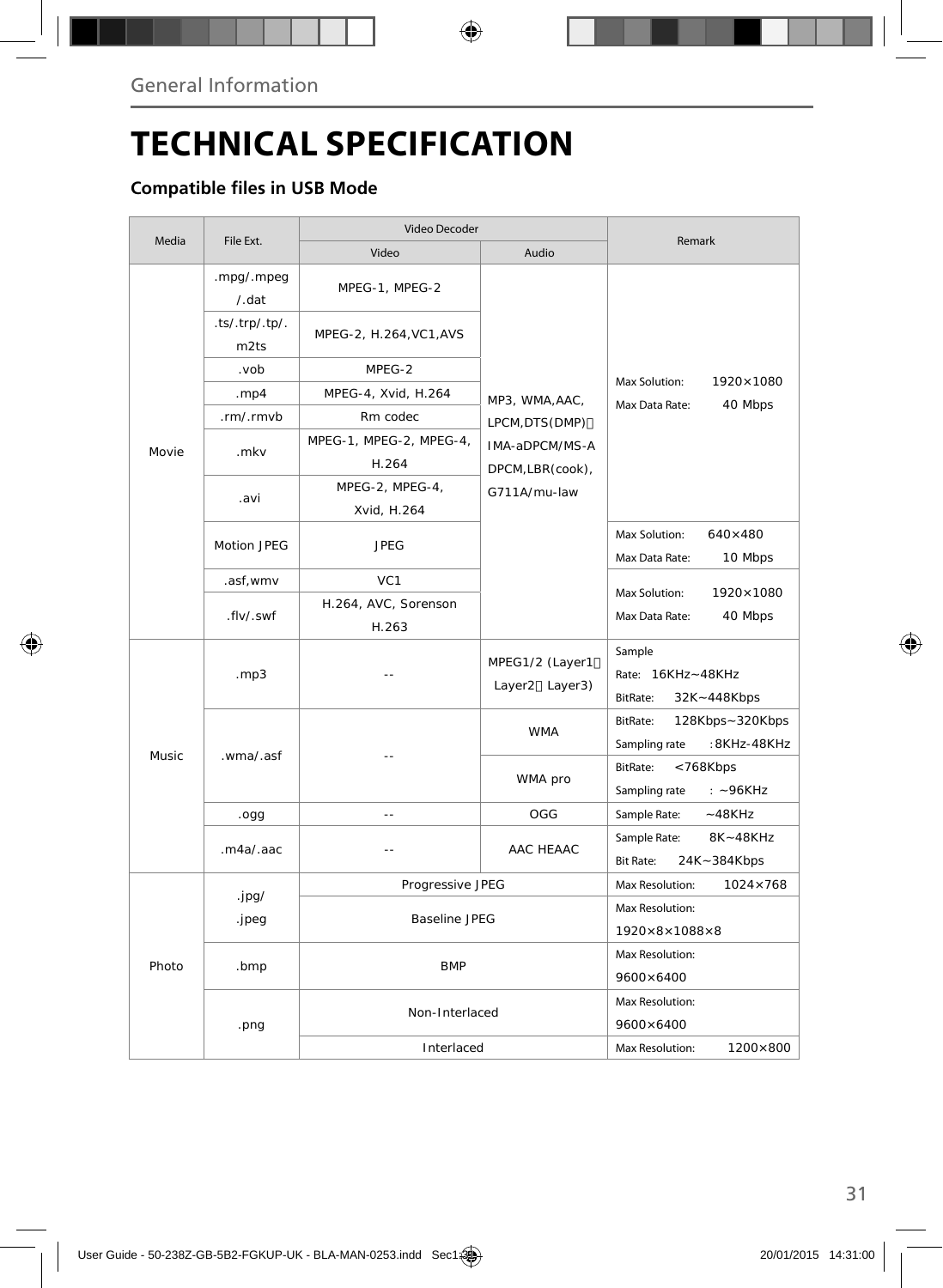General Information

# TECHNICAL SPECIFICATION

## Compatible files in USB Mode

| Media | File Ext. | Video Decoder | | Remark |
|---|---|---|---|---|
| | | Video | Audio | |
| Movie | .mpg/.mpeg/.dat | MPEG-1, MPEG-2 | MP3, WMA,AAC, LPCM,DTS(DMP)、IMA-aDPCM/MS-ADPCM,LBR(cook), G711A/mu-law | Max Solution: 1920×1080 Max Data Rate: 40 Mbps |
| | .ts/.trp/.tp/.m2ts | MPEG-2, H.264,VC1,AVS | | |
| | .vob | MPEG-2 | | |
| | .mp4 | MPEG-4, Xvid, H.264 | | |
| | .rm/.rmvb | Rm codec | | |
| | .mkv | MPEG-1, MPEG-2, MPEG-4, H.264 | | |
| | .avi | MPEG-2, MPEG-4, Xvid, H.264 | | |
| | Motion JPEG | JPEG | | Max Solution: 640×480 Max Data Rate: 10 Mbps |
| | .asf,wmv | VC1 | | Max Solution: 1920×1080 Max Data Rate: 40 Mbps |
| | .flv/.swf | H.264, AVC, Sorenson H.263 | | |
| Music | .mp3 | -- | MPEG1/2 (Layer1、Layer2、Layer3) | Sample Rate: 16KHz~48KHz BitRate: 32K~448Kbps |
| | .wma/.asf | -- | WMA | BitRate: 128Kbps~320Kbps Sampling rate :8KHz-48KHz |
| | | | WMA pro | BitRate: <768Kbps Sampling rate : ~96KHz |
| | .ogg | -- | OGG | Sample Rate: ~48KHz |
| | .m4a/.aac | -- | AAC HEAAC | Sample Rate: 8K~48KHz Bit Rate: 24K~384Kbps |
| Photo | .jpg/.jpeg | Progressive JPEG | | Max Resolution: 1024×768 |
| | | Baseline JPEG | | Max Resolution: 1920×8×1088×8 |
| | .bmp | BMP | | Max Resolution: 9600×6400 |
| | .png | Non-Interlaced | | Max Resolution: 9600×6400 |
| | | Interlaced | | Max Resolution: 1200×800 |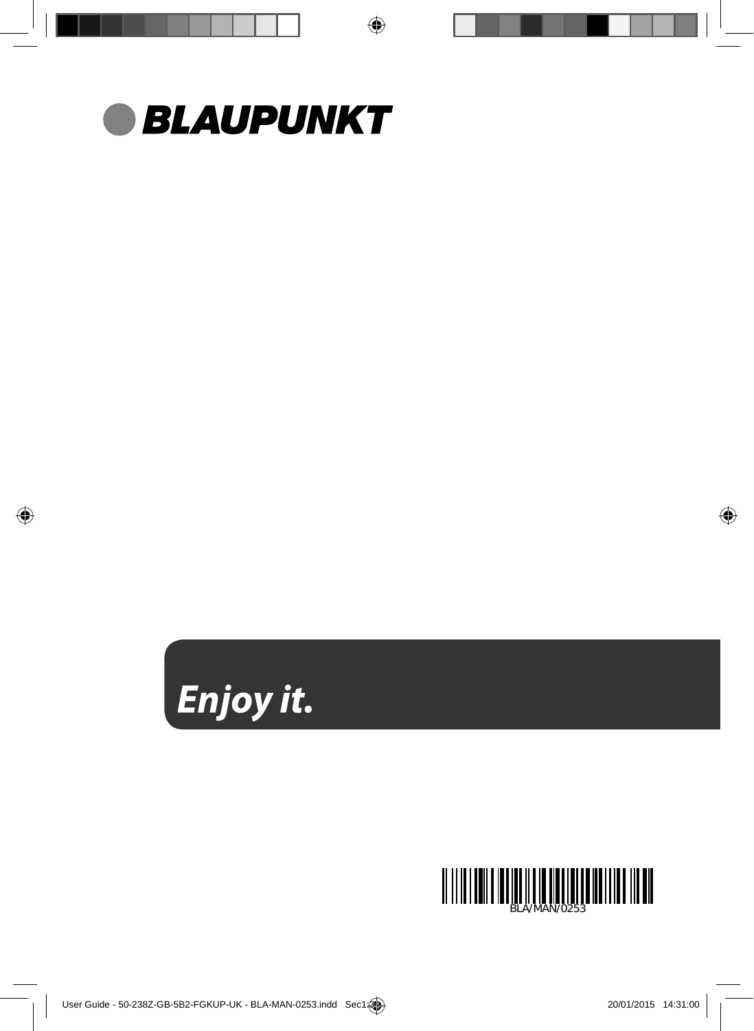BLAUPUNKT

Enjoy it.

BLA/MAN/0253